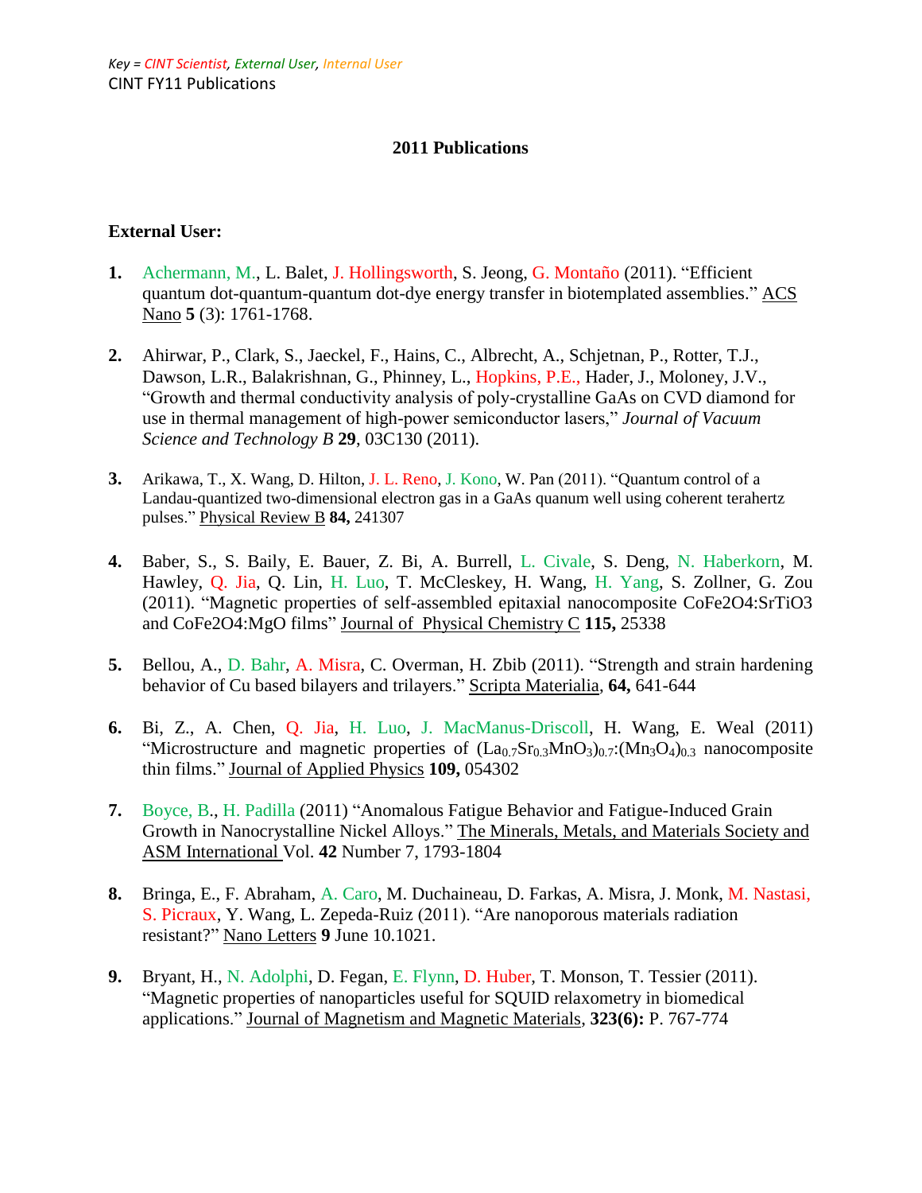*Key = CINT Scientist, External User, Internal User*

CINT FY11 Publications

## 2011 Publications

### External User:

1. Achermann, M., L. Balet, J. Hollingsworth, S. Jeong, G. Montaño (2011). "Efficient quantum dot-quantum dot-dye energy transfer in biotemplated assemblies." ACS Nano **5** (3): 1761-1768.

2. Ahirwar, P., Clark, S., Jaeckel, F., Hains, C., Albrecht, A., Schjetnan, P., Rotter, T.J., Dawson, L.R., Balakrishnan, G., Phinney, L., Hopkins, P.E., Hader, J., Moloney, J.V., "Growth and thermal conductivity analysis of poly-crystalline GaAs on CVD diamond for use in thermal management of high-power semiconductor lasers," *Journal of Vacuum Science and Technology B* **29**, 03C130 (2011).

3. Arikawa, T., X. Wang, D. Hilton, J. L. Reno, J. Kono, W. Pan (2011). "Quantum control of a Landau-quantized two-dimensional electron gas in a GaAs quanum well using coherent terahertz pulses." Physical Review B **84,** 241307

4. Baber, S., S. Baily, E. Bauer, Z. Bi, A. Burrell, L. Civale, S. Deng, N. Haberkorn, M. Hawley, Q. Jia, Q. Lin, H. Luo, T. McCleskey, H. Wang, H. Yang, S. Zollner, G. Zou (2011). "Magnetic properties of self-assembled epitaxial nanocomposite CoFe2O4:SrTiO3 and CoFe2O4:MgO films" Journal of Physical Chemistry C **115,** 25338

5. Bellou, A., D. Bahr, A. Misra, C. Overman, H. Zbib (2011). "Strength and strain hardening behavior of Cu based bilayers and trilayers." Scripta Materialia, **64,** 641-644

6. Bi, Z., A. Chen, Q. Jia, H. Luo, J. MacManus-Driscoll, H. Wang, E. Weal (2011) "Microstructure and magnetic properties of $(La_{0.7}Sr_{0.3}MnO_3)_{0.7}$:$(Mn_3O_4)_{0.3}$ nanocomposite thin films." Journal of Applied Physics **109,** 054302

7. Boyce, B., H. Padilla (2011) "Anomalous Fatigue Behavior and Fatigue-Induced Grain Growth in Nanocrystalline Nickel Alloys." The Minerals, Metals, and Materials Society and ASM International Vol. **42** Number 7, 1793-1804

8. Bringa, E., F. Abraham, A. Caro, M. Duchaineau, D. Farkas, A. Misra, J. Monk, M. Nastasi, S. Picraux, Y. Wang, L. Zepeda-Ruiz (2011). "Are nanoporous materials radiation resistant?" Nano Letters **9** June 10.1021.

9. Bryant, H., N. Adolphi, D. Fegan, E. Flynn, D. Huber, T. Monson, T. Tessier (2011). "Magnetic properties of nanoparticles useful for SQUID relaxometry in biomedical applications." Journal of Magnetism and Magnetic Materials, **323(6):** P. 767-774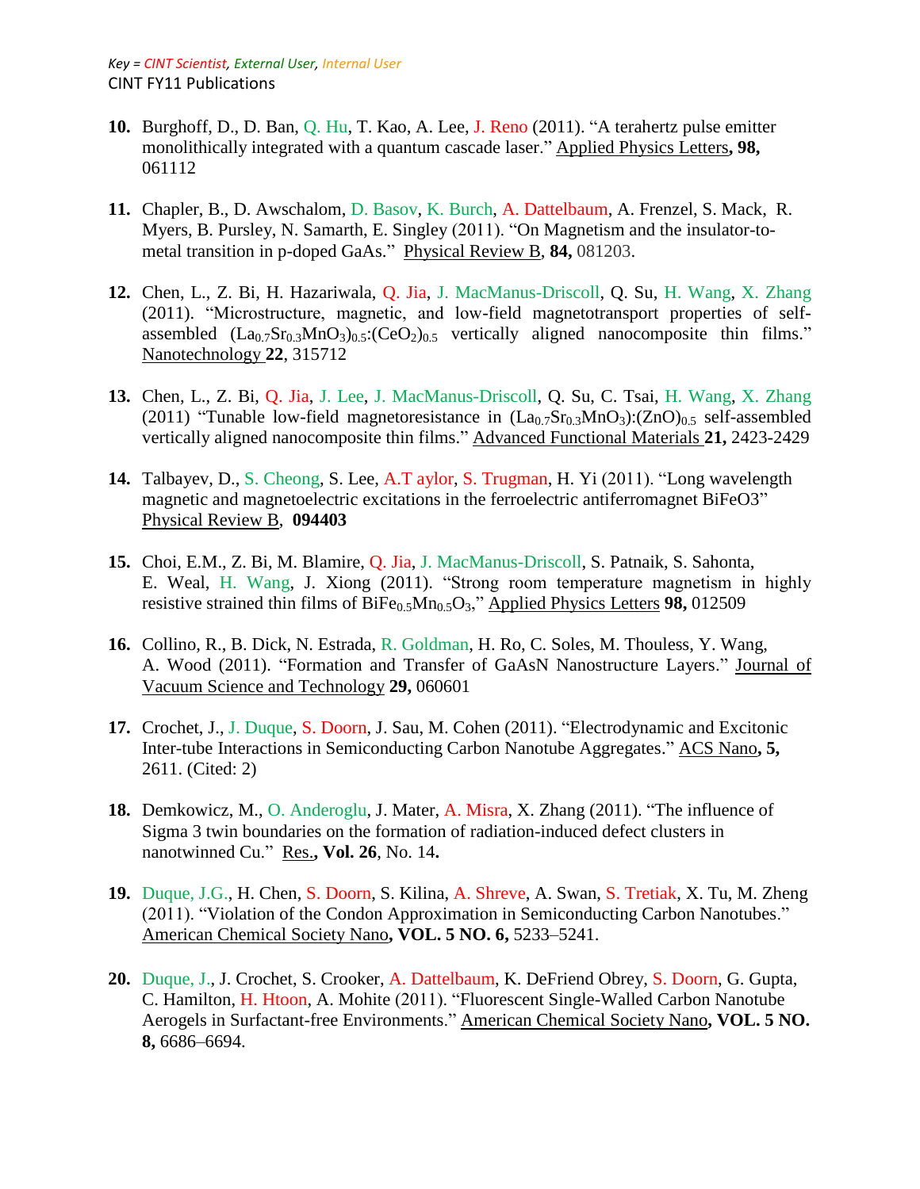Key = CINT Scientist, External User, Internal User

CINT FY11 Publications

**10.** Burghoff, D., D. Ban, Q. Hu, T. Kao, A. Lee, J. Reno (2011). "A terahertz pulse emitter monolithically integrated with a quantum cascade laser." Applied Physics Letters**, 98,** 061112

**11.** Chapler, B., D. Awschalom, D. Basov, K. Burch, A. Dattelbaum, A. Frenzel, S. Mack, R. Myers, B. Pursley, N. Samarth, E. Singley (2011). "On Magnetism and the insulator-to-metal transition in p-doped GaAs." Physical Review B, **84,** 081203.

**12.** Chen, L., Z. Bi, H. Hazariwala, Q. Jia, J. MacManus-Driscoll, Q. Su, H. Wang, X. Zhang (2011). "Microstructure, magnetic, and low-field magnetotransport properties of self-assembled $(La_{0.7}Sr_{0.3}MnO_3)_{0.5}$:$(CeO_2)_{0.5}$ vertically aligned nanocomposite thin films." Nanotechnology **22**, 315712

**13.** Chen, L., Z. Bi, Q. Jia, J. Lee, J. MacManus-Driscoll, Q. Su, C. Tsai, H. Wang, X. Zhang (2011) "Tunable low-field magnetoresistance in $(La_{0.7}Sr_{0.3}MnO_3)$:$(ZnO)_{0.5}$ self-assembled vertically aligned nanocomposite thin films." Advanced Functional Materials **21,** 2423-2429

**14.** Talbayev, D., S. Cheong, S. Lee, A.T aylor, S. Trugman, H. Yi (2011). "Long wavelength magnetic and magnetoelectric excitations in the ferroelectric antiferromagnet BiFeO3" Physical Review B, **094403**

**15.** Choi, E.M., Z. Bi, M. Blamire, Q. Jia, J. MacManus-Driscoll, S. Patnaik, S. Sahonta, E. Weal, H. Wang, J. Xiong (2011). "Strong room temperature magnetism in highly resistive strained thin films of $BiFe_{0.5}Mn_{0.5}O_3$," Applied Physics Letters **98,** 012509

**16.** Collino, R., B. Dick, N. Estrada, R. Goldman, H. Ro, C. Soles, M. Thouless, Y. Wang, A. Wood (2011). "Formation and Transfer of GaAsN Nanostructure Layers." Journal of Vacuum Science and Technology **29,** 060601

**17.** Crochet, J., J. Duque, S. Doorn, J. Sau, M. Cohen (2011). "Electrodynamic and Excitonic Inter-tube Interactions in Semiconducting Carbon Nanotube Aggregates." ACS Nano**, 5,** 2611. (Cited: 2)

**18.** Demkowicz, M., O. Anderoglu, J. Mater, A. Misra, X. Zhang (2011). "The influence of Sigma 3 twin boundaries on the formation of radiation-induced defect clusters in nanotwinned Cu." Res.**, Vol. 26**, No. 14**.**

**19.** Duque, J.G., H. Chen, S. Doorn, S. Kilina, A. Shreve, A. Swan, S. Tretiak, X. Tu, M. Zheng (2011). "Violation of the Condon Approximation in Semiconducting Carbon Nanotubes." American Chemical Society Nano**, VOL. 5 NO. 6,** 5233–5241.

**20.** Duque, J., J. Crochet, S. Crooker, A. Dattelbaum, K. DeFriend Obrey, S. Doorn, G. Gupta, C. Hamilton, H. Htoon, A. Mohite (2011). "Fluorescent Single-Walled Carbon Nanotube Aerogels in Surfactant-free Environments." American Chemical Society Nano**, VOL. 5 NO. 8,** 6686–6694.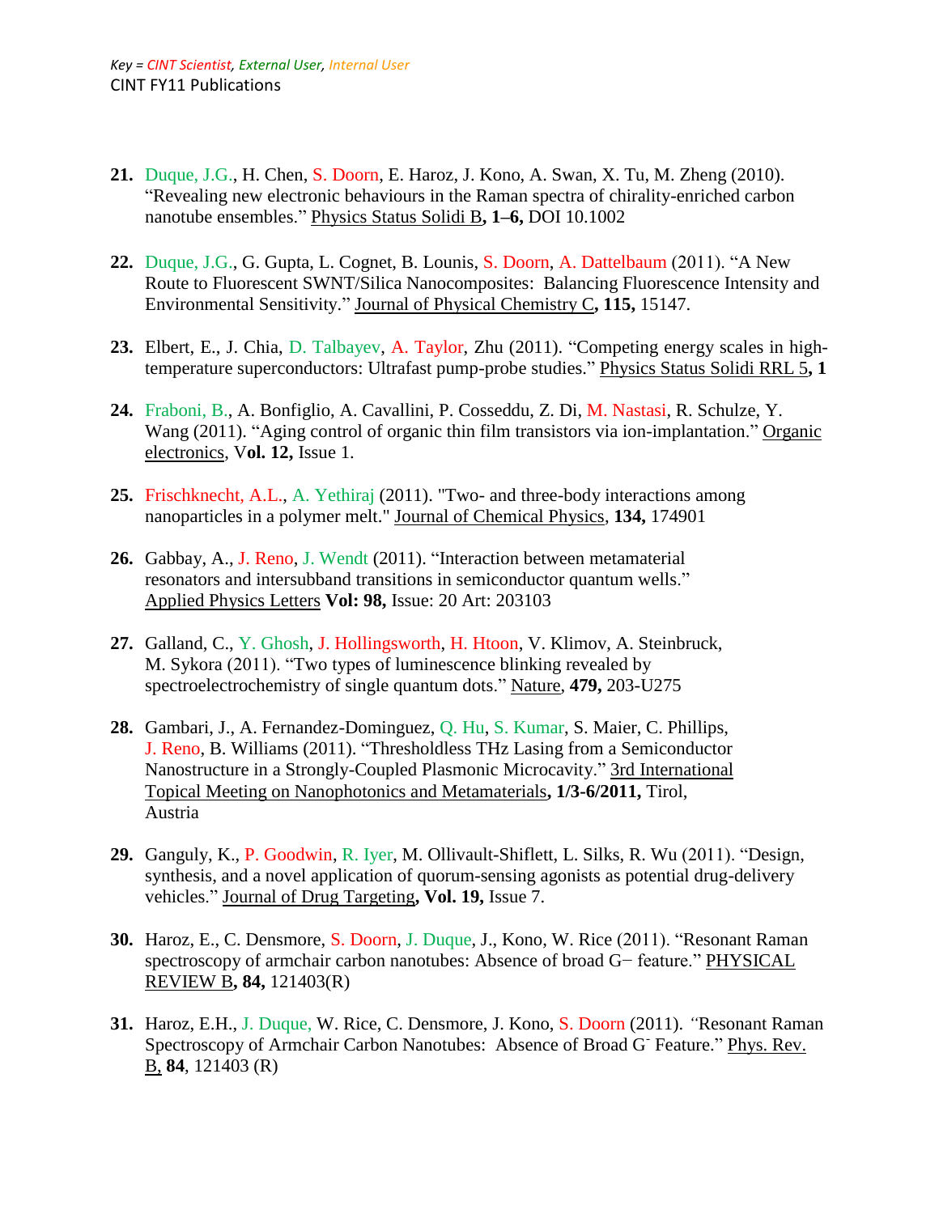Key = CINT Scientist, External User, Internal User

CINT FY11 Publications

21. Duque, J.G., H. Chen, S. Doorn, E. Haroz, J. Kono, A. Swan, X. Tu, M. Zheng (2010). "Revealing new electronic behaviours in the Raman spectra of chirality-enriched carbon nanotube ensembles." Physics Status Solidi B**, 1–6,** DOI 10.1002

22. Duque, J.G., G. Gupta, L. Cognet, B. Lounis, S. Doorn, A. Dattelbaum (2011). "A New Route to Fluorescent SWNT/Silica Nanocomposites: Balancing Fluorescence Intensity and Environmental Sensitivity." Journal of Physical Chemistry C**, 115,** 15147.

23. Elbert, E., J. Chia, D. Talbayev, A. Taylor, Zhu (2011). "Competing energy scales in high-temperature superconductors: Ultrafast pump-probe studies." Physics Status Solidi RRL 5**, 1**

24. Fraboni, B., A. Bonfiglio, A. Cavallini, P. Cosseddu, Z. Di, M. Nastasi, R. Schulze, Y. Wang (2011). "Aging control of organic thin film transistors via ion-implantation." Organic electronics, V**ol. 12,** Issue 1.

25. Frischknecht, A.L., A. Yethiraj (2011). "Two- and three-body interactions among nanoparticles in a polymer melt." Journal of Chemical Physics, **134,** 174901

26. Gabbay, A., J. Reno, J. Wendt (2011). "Interaction between metamaterial resonators and intersubband transitions in semiconductor quantum wells." Applied Physics Letters **Vol: 98,** Issue: 20 Art: 203103

27. Galland, C., Y. Ghosh, J. Hollingsworth, H. Htoon, V. Klimov, A. Steinbruck, M. Sykora (2011). "Two types of luminescence blinking revealed by spectroelectrochemistry of single quantum dots." Nature, **479,** 203-U275

28. Gambari, J., A. Fernandez-Dominguez, Q. Hu, S. Kumar, S. Maier, C. Phillips, J. Reno, B. Williams (2011). "Thresholdless THz Lasing from a Semiconductor Nanostructure in a Strongly-Coupled Plasmonic Microcavity." 3rd International Topical Meeting on Nanophotonics and Metamaterials**, 1/3-6/2011,** Tirol, Austria

29. Ganguly, K., P. Goodwin, R. Iyer, M. Ollivault-Shiflett, L. Silks, R. Wu (2011). "Design, synthesis, and a novel application of quorum-sensing agonists as potential drug-delivery vehicles." Journal of Drug Targeting**, Vol. 19,** Issue 7.

30. Haroz, E., C. Densmore, S. Doorn, J. Duque, J., Kono, W. Rice (2011). "Resonant Raman spectroscopy of armchair carbon nanotubes: Absence of broad G− feature." PHYSICAL REVIEW B**, 84,** 121403(R)

31. Haroz, E.H., J. Duque, W. Rice, C. Densmore, J. Kono, S. Doorn (2011). "Resonant Raman Spectroscopy of Armchair Carbon Nanotubes: Absence of Broad $G^{-}$ Feature." Phys. Rev. B, **84**, 121403 (R)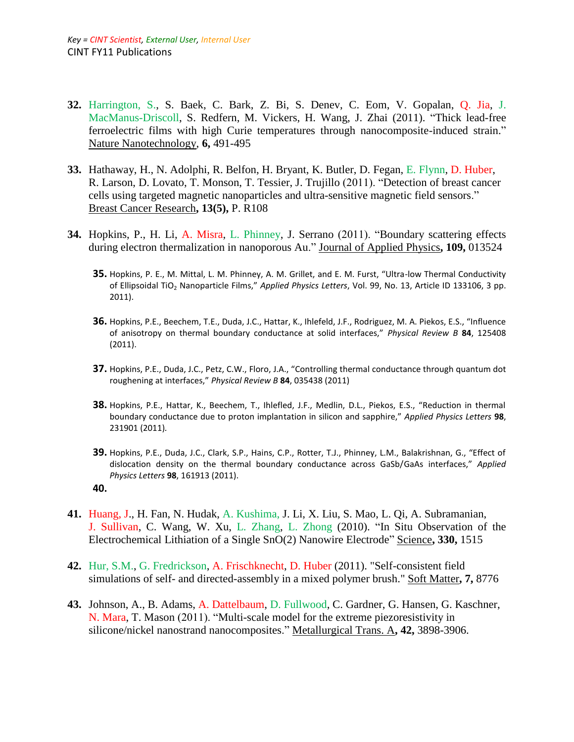*Key = CINT Scientist, External User, Internal User*
CINT FY11 Publications

32. Harrington, S., S. Baek, C. Bark, Z. Bi, S. Denev, C. Eom, V. Gopalan, Q. Jia, J. MacManus-Driscoll, S. Redfern, M. Vickers, H. Wang, J. Zhai (2011). "Thick lead-free ferroelectric films with high Curie temperatures through nanocomposite-induced strain." Nature Nanotechnology, **6,** 491-495

33. Hathaway, H., N. Adolphi, R. Belfon, H. Bryant, K. Butler, D. Fegan, E. Flynn, D. Huber, R. Larson, D. Lovato, T. Monson, T. Tessier, J. Trujillo (2011). "Detection of breast cancer cells using targeted magnetic nanoparticles and ultra-sensitive magnetic field sensors." Breast Cancer Research**, 13(5),** P. R108

34. Hopkins, P., H. Li, A. Misra, L. Phinney, J. Serrano (2011). "Boundary scattering effects during electron thermalization in nanoporous Au." Journal of Applied Physics**, 109,** 013524

35. Hopkins, P. E., M. Mittal, L. M. Phinney, A. M. Grillet, and E. M. Furst, "Ultra-low Thermal Conductivity of Ellipsoidal $TiO_2$ Nanoparticle Films," *Applied Physics Letters*, Vol. 99, No. 13, Article ID 133106, 3 pp. 2011).

36. Hopkins, P.E., Beechem, T.E., Duda, J.C., Hattar, K., Ihlefeld, J.F., Rodriguez, M. A. Piekos, E.S., "Influence of anisotropy on thermal boundary conductance at solid interfaces," *Physical Review B* **84**, 125408 (2011).

37. Hopkins, P.E., Duda, J.C., Petz, C.W., Floro, J.A., "Controlling thermal conductance through quantum dot roughening at interfaces," *Physical Review B* **84**, 035438 (2011)

38. Hopkins, P.E., Hattar, K., Beechem, T., Ihlefled, J.F., Medlin, D.L., Piekos, E.S., "Reduction in thermal boundary conductance due to proton implantation in silicon and sapphire," *Applied Physics Letters* **98**, 231901 (2011).

39. Hopkins, P.E., Duda, J.C., Clark, S.P., Hains, C.P., Rotter, T.J., Phinney, L.M., Balakrishnan, G., "Effect of dislocation density on the thermal boundary conductance across GaSb/GaAs interfaces," *Applied Physics Letters* **98**, 161913 (2011).

40.

41. Huang, J., H. Fan, N. Hudak, A. Kushima, J. Li, X. Liu, S. Mao, L. Qi, A. Subramanian, J. Sullivan, C. Wang, W. Xu, L. Zhang, L. Zhong (2010). "In Situ Observation of the Electrochemical Lithiation of a Single SnO(2) Nanowire Electrode" Science**, 330,** 1515

42. Hur, S.M., G. Fredrickson, A. Frischknecht, D. Huber (2011). "Self-consistent field simulations of self- and directed-assembly in a mixed polymer brush." Soft Matter**, 7,** 8776

43. Johnson, A., B. Adams, A. Dattelbaum, D. Fullwood, C. Gardner, G. Hansen, G. Kaschner, N. Mara, T. Mason (2011). "Multi-scale model for the extreme piezoresistivity in silicone/nickel nanostrand nanocomposites." Metallurgical Trans. A**, 42,** 3898-3906.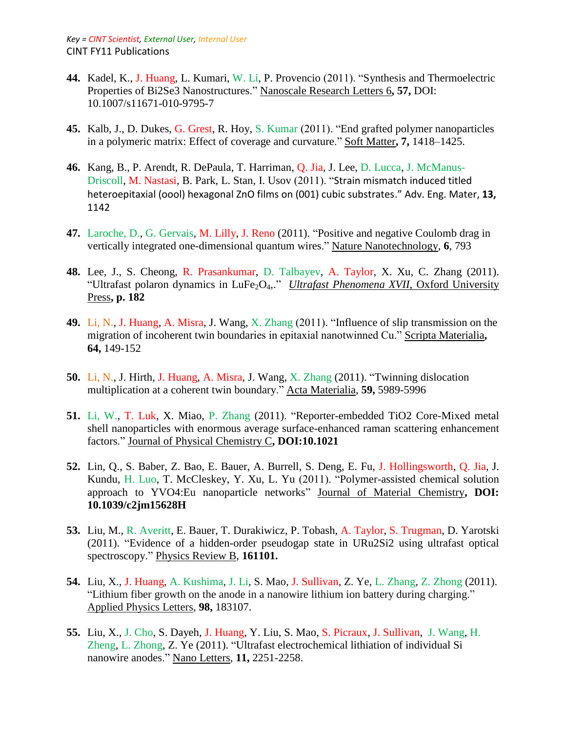*Key = CINT Scientist, External User, Internal User*

CINT FY11 Publications

**44.** Kadel, K., J. Huang, L. Kumari, W. Li, P. Provencio (2011). "Synthesis and Thermoelectric Properties of Bi2Se3 Nanostructures." Nanoscale Research Letters 6**, 57,** DOI: 10.1007/s11671-010-9795-7

**45.** Kalb, J., D. Dukes, G. Grest, R. Hoy, S. Kumar (2011). "End grafted polymer nanoparticles in a polymeric matrix: Effect of coverage and curvature." Soft Matter**, 7,** 1418–1425.

**46.** Kang, B., P. Arendt, R. DePaula, T. Harriman, Q. Jia, J. Lee, D. Lucca, J. McManus-Driscoll, M. Nastasi, B. Park, L. Stan, I. Usov (2011). "Strain mismatch induced titled heteroepitaxial (oool) hexagonal ZnO films on (001) cubic substrates." Adv. Eng. Mater, **13,** 1142

**47.** Laroche, D., G. Gervais, M. Lilly, J. Reno (2011). "Positive and negative Coulomb drag in vertically integrated one-dimensional quantum wires." Nature Nanotechnology, **6**, 793

**48.** Lee, J., S. Cheong, R. Prasankumar, D. Talbayev, A. Taylor, X. Xu, C. Zhang (2011). "Ultrafast polaron dynamics in $LuFe_2O_4$,." *Ultrafast Phenomena XVII*, Oxford University Press**, p. 182**

**49.** Li, N., J. Huang, A. Misra, J. Wang, X. Zhang (2011). "Influence of slip transmission on the migration of incoherent twin boundaries in epitaxial nanotwinned Cu." Scripta Materialia**, 64,** 149-152

**50.** Li, N., J. Hirth, J. Huang, A. Misra, J. Wang, X. Zhang (2011). "Twinning dislocation multiplication at a coherent twin boundary." Acta Materialia, **59,** 5989-5996

**51.** Li, W., T. Luk, X. Miao, P. Zhang (2011). "Reporter-embedded TiO2 Core-Mixed metal shell nanoparticles with enormous average surface-enhanced raman scattering enhancement factors." Journal of Physical Chemistry C**, DOI:10.1021**

**52.** Lin, Q., S. Baber, Z. Bao, E. Bauer, A. Burrell, S. Deng, E. Fu, J. Hollingsworth, Q. Jia, J. Kundu, H. Luo, T. McCleskey, Y. Xu, L. Yu (2011). "Polymer-assisted chemical solution approach to YVO4:Eu nanoparticle networks" Journal of Material Chemistry**, DOI: 10.1039/c2jm15628H**

**53.** Liu, M., R. Averitt, E. Bauer, T. Durakiwicz, P. Tobash, A. Taylor, S. Trugman, D. Yarotski (2011). "Evidence of a hidden-order pseudogap state in URu2Si2 using ultrafast optical spectroscopy." Physics Review B, **161101.**

**54.** Liu, X., J. Huang, A. Kushima, J. Li, S. Mao, J. Sullivan, Z. Ye, L. Zhang, Z. Zhong (2011). "Lithium fiber growth on the anode in a nanowire lithium ion battery during charging." Applied Physics Letters, **98,** 183107.

**55.** Liu, X., J. Cho, S. Dayeh, J. Huang, Y. Liu, S. Mao, S. Picraux, J. Sullivan, J. Wang, H. Zheng, L. Zhong, Z. Ye (2011). "Ultrafast electrochemical lithiation of individual Si nanowire anodes." Nano Letters, **11,** 2251-2258.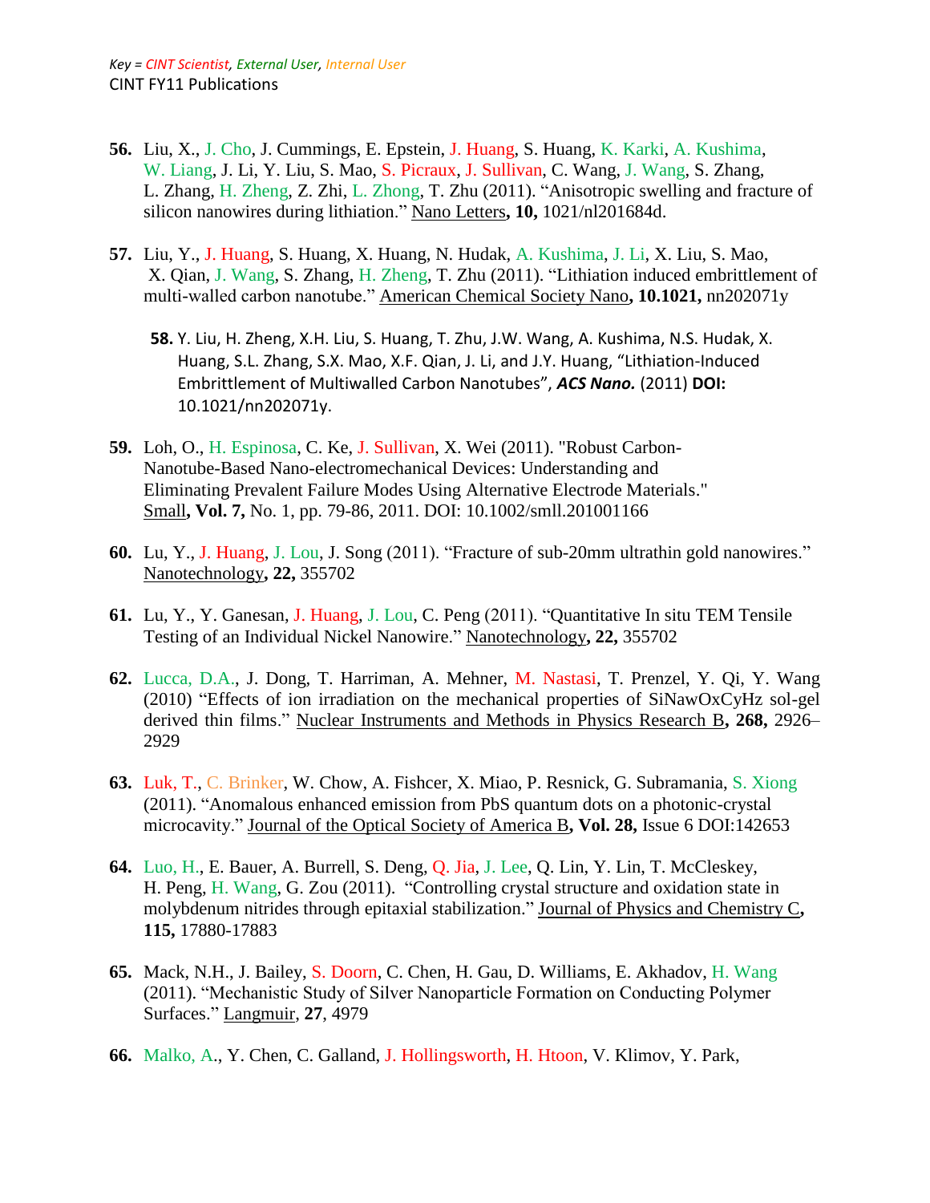Key = CINT Scientist, External User, Internal User

CINT FY11 Publications

56. Liu, X., J. Cho, J. Cummings, E. Epstein, J. Huang, S. Huang, K. Karki, A. Kushima, W. Liang, J. Li, Y. Liu, S. Mao, S. Picraux, J. Sullivan, C. Wang, J. Wang, S. Zhang, L. Zhang, H. Zheng, Z. Zhi, L. Zhong, T. Zhu (2011). "Anisotropic swelling and fracture of silicon nanowires during lithiation." Nano Letters**, 10,** 1021/nl201684d.

57. Liu, Y., J. Huang, S. Huang, X. Huang, N. Hudak, A. Kushima, J. Li, X. Liu, S. Mao, X. Qian, J. Wang, S. Zhang, H. Zheng, T. Zhu (2011). "Lithiation induced embrittlement of multi-walled carbon nanotube." American Chemical Society Nano**, 10.1021,** nn202071y

58. Y. Liu, H. Zheng, X.H. Liu, S. Huang, T. Zhu, J.W. Wang, A. Kushima, N.S. Hudak, X. Huang, S.L. Zhang, S.X. Mao, X.F. Qian, J. Li, and J.Y. Huang, "Lithiation-Induced Embrittlement of Multiwalled Carbon Nanotubes", ***ACS Nano.*** (2011) **DOI:** 10.1021/nn202071y.

59. Loh, O., H. Espinosa, C. Ke, J. Sullivan, X. Wei (2011). "Robust Carbon-Nanotube-Based Nano-electromechanical Devices: Understanding and Eliminating Prevalent Failure Modes Using Alternative Electrode Materials." Small**, Vol. 7,** No. 1, pp. 79-86, 2011. DOI: 10.1002/smll.201001166

60. Lu, Y., J. Huang, J. Lou, J. Song (2011). "Fracture of sub-20mm ultrathin gold nanowires." Nanotechnology**, 22,** 355702

61. Lu, Y., Y. Ganesan, J. Huang, J. Lou, C. Peng (2011). "Quantitative In situ TEM Tensile Testing of an Individual Nickel Nanowire." Nanotechnology**, 22,** 355702

62. Lucca, D.A., J. Dong, T. Harriman, A. Mehner, M. Nastasi, T. Prenzel, Y. Qi, Y. Wang (2010) "Effects of ion irradiation on the mechanical properties of SiNawOxCyHz sol-gel derived thin films." Nuclear Instruments and Methods in Physics Research B**, 268,** 2926–2929

63. Luk, T., C. Brinker, W. Chow, A. Fishcer, X. Miao, P. Resnick, G. Subramania, S. Xiong (2011). "Anomalous enhanced emission from PbS quantum dots on a photonic-crystal microcavity." Journal of the Optical Society of America B**, Vol. 28,** Issue 6 DOI:142653

64. Luo, H., E. Bauer, A. Burrell, S. Deng, Q. Jia, J. Lee, Q. Lin, Y. Lin, T. McCleskey, H. Peng, H. Wang, G. Zou (2011). "Controlling crystal structure and oxidation state in molybdenum nitrides through epitaxial stabilization." Journal of Physics and Chemistry C**, 115,** 17880-17883

65. Mack, N.H., J. Bailey, S. Doorn, C. Chen, H. Gau, D. Williams, E. Akhadov, H. Wang (2011). "Mechanistic Study of Silver Nanoparticle Formation on Conducting Polymer Surfaces." Langmuir, **27**, 4979

66. Malko, A., Y. Chen, C. Galland, J. Hollingsworth, H. Htoon, V. Klimov, Y. Park,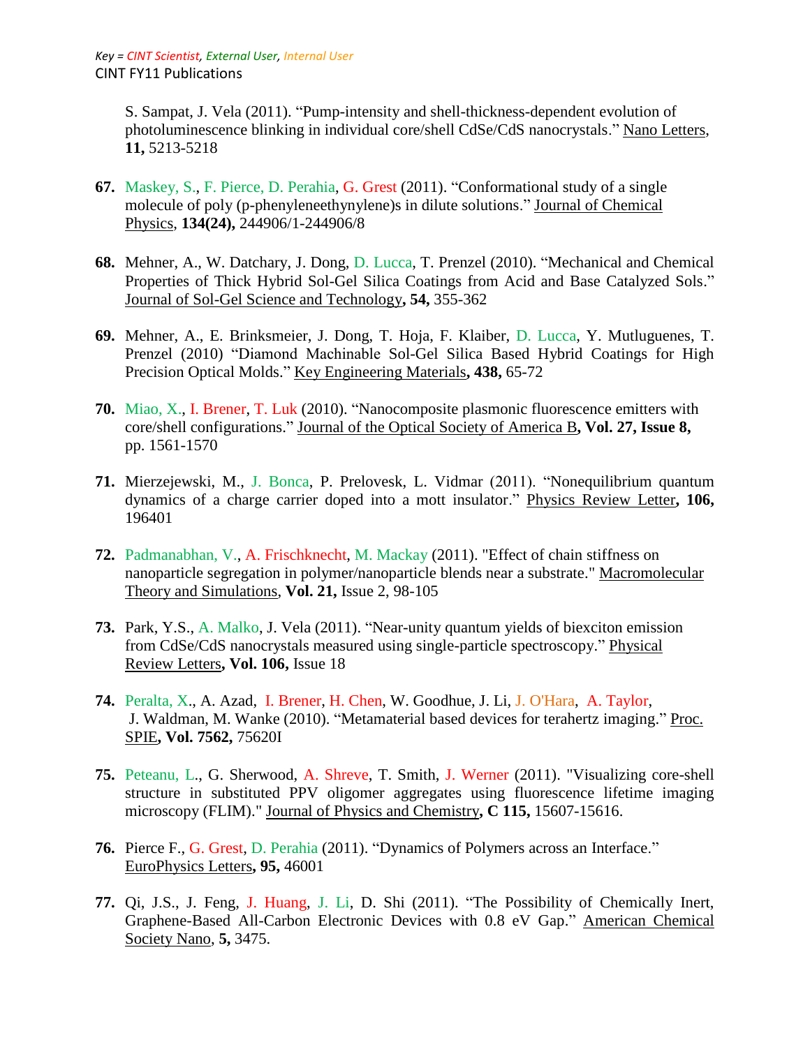S. Sampat, J. Vela (2011). "Pump-intensity and shell-thickness-dependent evolution of photoluminescence blinking in individual core/shell CdSe/CdS nanocrystals." Nano Letters, **11,** 5213-5218

67. Maskey, S., F. Pierce, D. Perahia, G. Grest (2011). "Conformational study of a single molecule of poly (p-phenyleneethynylene)s in dilute solutions." Journal of Chemical Physics, **134(24),** 244906/1-244906/8

68. Mehner, A., W. Datchary, J. Dong, D. Lucca, T. Prenzel (2010). "Mechanical and Chemical Properties of Thick Hybrid Sol-Gel Silica Coatings from Acid and Base Catalyzed Sols." Journal of Sol-Gel Science and Technology**, 54,** 355-362

69. Mehner, A., E. Brinksmeier, J. Dong, T. Hoja, F. Klaiber, D. Lucca, Y. Mutluguenes, T. Prenzel (2010) "Diamond Machinable Sol-Gel Silica Based Hybrid Coatings for High Precision Optical Molds." Key Engineering Materials**, 438,** 65-72

70. Miao, X., I. Brener, T. Luk (2010). "Nanocomposite plasmonic fluorescence emitters with core/shell configurations." Journal of the Optical Society of America B**, Vol. 27, Issue 8,** pp. 1561-1570

71. Mierzejewski, M., J. Bonca, P. Prelovesk, L. Vidmar (2011). "Nonequilibrium quantum dynamics of a charge carrier doped into a mott insulator." Physics Review Letter**, 106,** 196401

72. Padmanabhan, V., A. Frischknecht, M. Mackay (2011). "Effect of chain stiffness on nanoparticle segregation in polymer/nanoparticle blends near a substrate." Macromolecular Theory and Simulations, **Vol. 21,** Issue 2, 98-105

73. Park, Y.S., A. Malko, J. Vela (2011). "Near-unity quantum yields of biexciton emission from CdSe/CdS nanocrystals measured using single-particle spectroscopy." Physical Review Letters**, Vol. 106,** Issue 18

74. Peralta, X., A. Azad, I. Brener, H. Chen, W. Goodhue, J. Li, J. O'Hara, A. Taylor, J. Waldman, M. Wanke (2010). "Metamaterial based devices for terahertz imaging." Proc. SPIE**, Vol. 7562,** 75620I

75. Peteanu, L., G. Sherwood, A. Shreve, T. Smith, J. Werner (2011). "Visualizing core-shell structure in substituted PPV oligomer aggregates using fluorescence lifetime imaging microscopy (FLIM)." Journal of Physics and Chemistry**, C 115,** 15607-15616.

76. Pierce F., G. Grest, D. Perahia (2011). "Dynamics of Polymers across an Interface." EuroPhysics Letters**, 95,** 46001

77. Qi, J.S., J. Feng, J. Huang, J. Li, D. Shi (2011). "The Possibility of Chemically Inert, Graphene-Based All-Carbon Electronic Devices with 0.8 eV Gap." American Chemical Society Nano, **5,** 3475.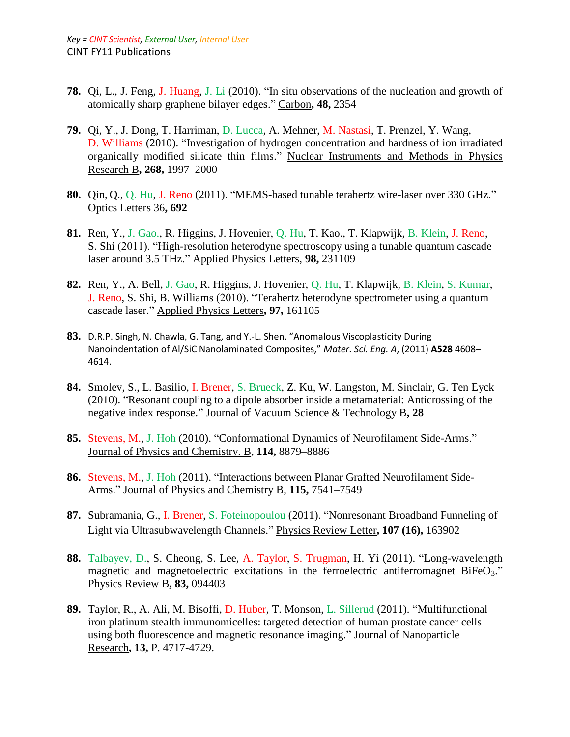Key = CINT Scientist, External User, Internal User

CINT FY11 Publications

78. Qi, L., J. Feng, J. Huang, J. Li (2010). "In situ observations of the nucleation and growth of atomically sharp graphene bilayer edges." Carbon, **48,** 2354

79. Qi, Y., J. Dong, T. Harriman, D. Lucca, A. Mehner, M. Nastasi, T. Prenzel, Y. Wang, D. Williams (2010). "Investigation of hydrogen concentration and hardness of ion irradiated organically modified silicate thin films." Nuclear Instruments and Methods in Physics Research B, **268,** 1997–2000

80. Qin, Q., Q. Hu, J. Reno (2011). "MEMS-based tunable terahertz wire-laser over 330 GHz." Optics Letters 36, **692**

81. Ren, Y., J. Gao., R. Higgins, J. Hovenier, Q. Hu, T. Kao., T. Klapwijk, B. Klein, J. Reno, S. Shi (2011). "High-resolution heterodyne spectroscopy using a tunable quantum cascade laser around 3.5 THz." Applied Physics Letters, **98,** 231109

82. Ren, Y., A. Bell, J. Gao, R. Higgins, J. Hovenier, Q. Hu, T. Klapwijk, B. Klein, S. Kumar, J. Reno, S. Shi, B. Williams (2010). "Terahertz heterodyne spectrometer using a quantum cascade laser." Applied Physics Letters, **97,** 161105

83. D.R.P. Singh, N. Chawla, G. Tang, and Y.-L. Shen, "Anomalous Viscoplasticity During Nanoindentation of Al/SiC Nanolaminated Composites," *Mater. Sci. Eng. A*, (2011) **A528** 4608–4614.

84. Smolev, S., L. Basilio, I. Brener, S. Brueck, Z. Ku, W. Langston, M. Sinclair, G. Ten Eyck (2010). "Resonant coupling to a dipole absorber inside a metamaterial: Anticrossing of the negative index response." Journal of Vacuum Science & Technology B, **28**

85. Stevens, M., J. Hoh (2010). "Conformational Dynamics of Neurofilament Side-Arms." Journal of Physics and Chemistry. B, **114,** 8879–8886

86. Stevens, M., J. Hoh (2011). "Interactions between Planar Grafted Neurofilament Side-Arms." Journal of Physics and Chemistry B, **115,** 7541–7549

87. Subramania, G., I. Brener, S. Foteinopoulou (2011). "Nonresonant Broadband Funneling of Light via Ultrasubwavelength Channels." Physics Review Letter, **107 (16),** 163902

88. Talbayev, D., S. Cheong, S. Lee, A. Taylor, S. Trugman, H. Yi (2011). "Long-wavelength magnetic and magnetoelectric excitations in the ferroelectric antiferromagnet $BiFeO_3$." Physics Review B, **83,** 094403

89. Taylor, R., A. Ali, M. Bisoffi, D. Huber, T. Monson, L. Sillerud (2011). "Multifunctional iron platinum stealth immunomicelles: targeted detection of human prostate cancer cells using both fluorescence and magnetic resonance imaging." Journal of Nanoparticle Research, **13,** P. 4717-4729.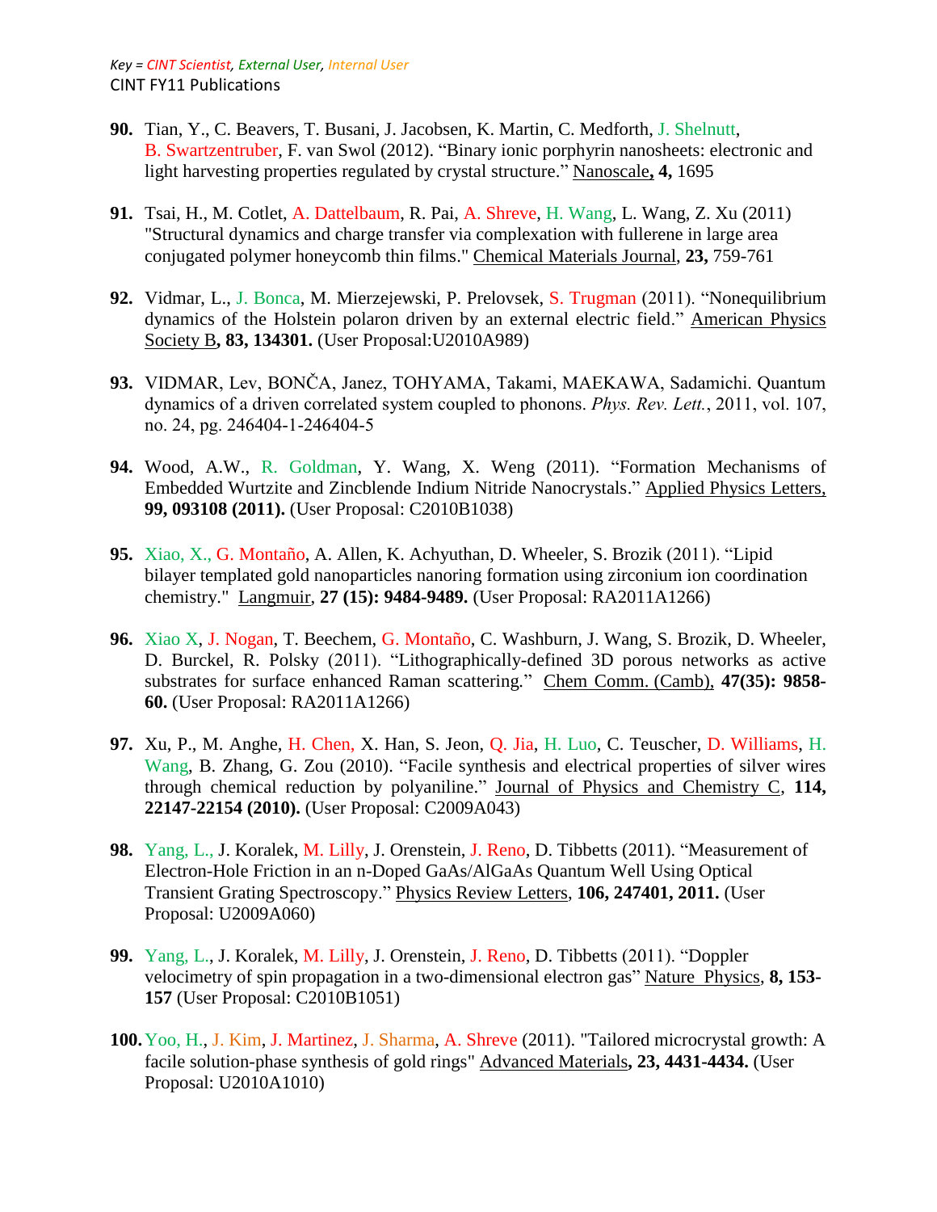*Key = CINT Scientist, External User, Internal User*

CINT FY11 Publications

**90.** Tian, Y., C. Beavers, T. Busani, J. Jacobsen, K. Martin, C. Medforth, J. Shelnutt, B. Swartzentruber, F. van Swol (2012). "Binary ionic porphyrin nanosheets: electronic and light harvesting properties regulated by crystal structure." Nanoscale**, 4,** 1695

**91.** Tsai, H., M. Cotlet, A. Dattelbaum, R. Pai, A. Shreve, H. Wang, L. Wang, Z. Xu (2011) "Structural dynamics and charge transfer via complexation with fullerene in large area conjugated polymer honeycomb thin films." Chemical Materials Journal, **23,** 759-761

**92.** Vidmar, L., J. Bonca, M. Mierzejewski, P. Prelovsek, S. Trugman (2011). "Nonequilibrium dynamics of the Holstein polaron driven by an external electric field." American Physics Society B**, 83, 134301.** (User Proposal:U2010A989)

**93.** VIDMAR, Lev, BONČA, Janez, TOHYAMA, Takami, MAEKAWA, Sadamichi. Quantum dynamics of a driven correlated system coupled to phonons. *Phys. Rev. Lett.*, 2011, vol. 107, no. 24, pg. 246404-1-246404-5

**94.** Wood, A.W., R. Goldman, Y. Wang, X. Weng (2011). "Formation Mechanisms of Embedded Wurtzite and Zincblende Indium Nitride Nanocrystals." Applied Physics Letters, **99, 093108 (2011).** (User Proposal: C2010B1038)

**95.** Xiao, X., G. Montaño, A. Allen, K. Achyuthan, D. Wheeler, S. Brozik (2011). "Lipid bilayer templated gold nanoparticles nanoring formation using zirconium ion coordination chemistry." Langmuir, **27 (15): 9484-9489.** (User Proposal: RA2011A1266)

**96.** Xiao X, J. Nogan, T. Beechem, G. Montaño, C. Washburn, J. Wang, S. Brozik, D. Wheeler, D. Burckel, R. Polsky (2011). "Lithographically-defined 3D porous networks as active substrates for surface enhanced Raman scattering." Chem Comm. (Camb), **47(35): 9858-60.** (User Proposal: RA2011A1266)

**97.** Xu, P., M. Anghe, H. Chen, X. Han, S. Jeon, Q. Jia, H. Luo, C. Teuscher, D. Williams, H. Wang, B. Zhang, G. Zou (2010). "Facile synthesis and electrical properties of silver wires through chemical reduction by polyaniline." Journal of Physics and Chemistry C, **114, 22147-22154 (2010).** (User Proposal: C2009A043)

**98.** Yang, L., J. Koralek, M. Lilly, J. Orenstein, J. Reno, D. Tibbetts (2011). "Measurement of Electron-Hole Friction in an n-Doped GaAs/AlGaAs Quantum Well Using Optical Transient Grating Spectroscopy." Physics Review Letters, **106, 247401, 2011.** (User Proposal: U2009A060)

**99.** Yang, L., J. Koralek, M. Lilly, J. Orenstein, J. Reno, D. Tibbetts (2011). "Doppler velocimetry of spin propagation in a two-dimensional electron gas" Nature Physics, **8, 153-157** (User Proposal: C2010B1051)

**100.** Yoo, H., J. Kim, J. Martinez, J. Sharma, A. Shreve (2011). "Tailored microcrystal growth: A facile solution-phase synthesis of gold rings" Advanced Materials**, 23, 4431-4434.** (User Proposal: U2010A1010)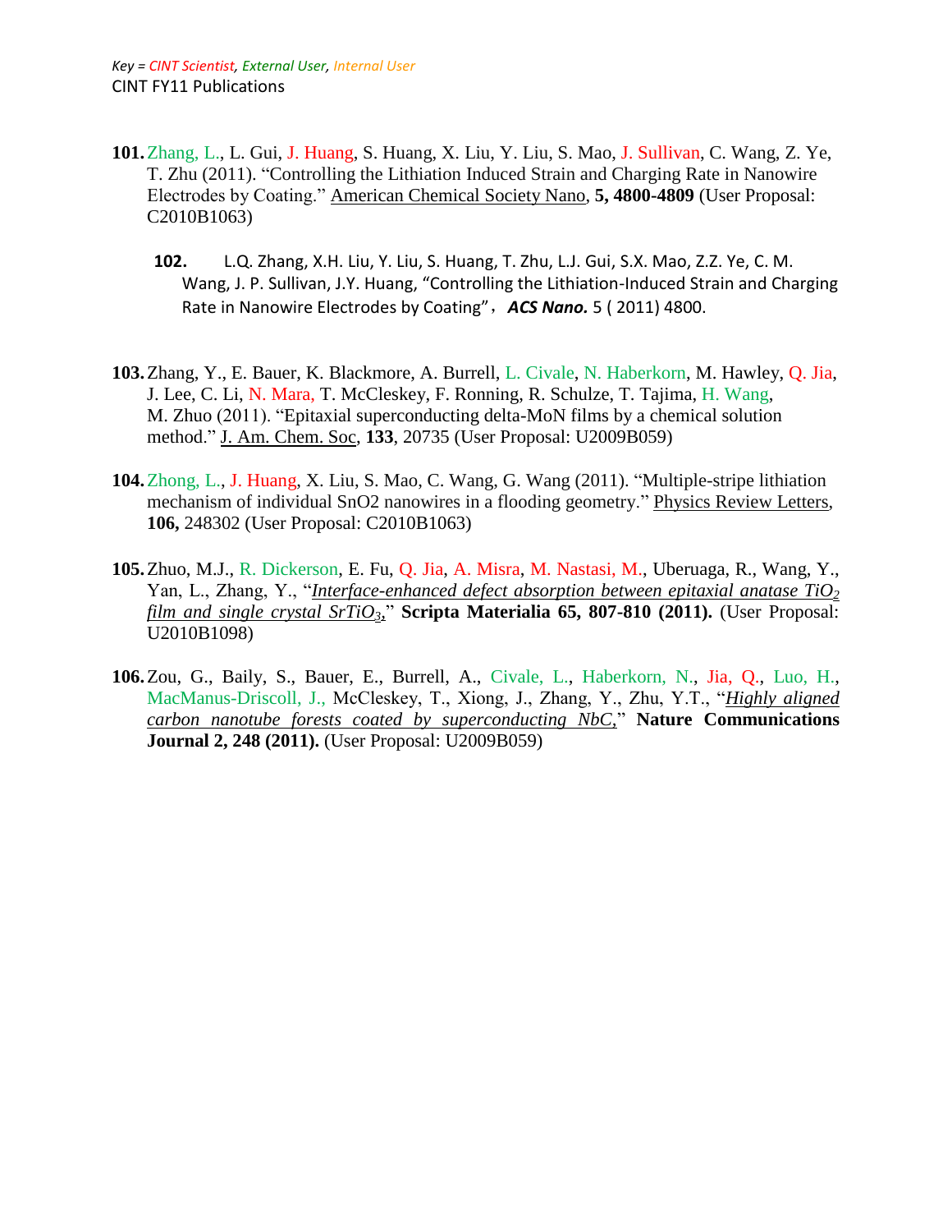*Key = CINT Scientist, External User, Internal User*

CINT FY11 Publications

**101.** Zhang, L., L. Gui, J. Huang, S. Huang, X. Liu, Y. Liu, S. Mao, J. Sullivan, C. Wang, Z. Ye, T. Zhu (2011). "Controlling the Lithiation Induced Strain and Charging Rate in Nanowire Electrodes by Coating." American Chemical Society Nano, **5, 4800-4809** (User Proposal: C2010B1063)

**102.** L.Q. Zhang, X.H. Liu, Y. Liu, S. Huang, T. Zhu, L.J. Gui, S.X. Mao, Z.Z. Ye, C. M. Wang, J. P. Sullivan, J.Y. Huang, "Controlling the Lithiation-Induced Strain and Charging Rate in Nanowire Electrodes by Coating"，***ACS Nano.*** 5 ( 2011) 4800.

**103.** Zhang, Y., E. Bauer, K. Blackmore, A. Burrell, L. Civale, N. Haberkorn, M. Hawley, Q. Jia, J. Lee, C. Li, N. Mara, T. McCleskey, F. Ronning, R. Schulze, T. Tajima, H. Wang, M. Zhuo (2011). "Epitaxial superconducting delta-MoN films by a chemical solution method." J. Am. Chem. Soc, **133**, 20735 (User Proposal: U2009B059)

**104.** Zhong, L., J. Huang, X. Liu, S. Mao, C. Wang, G. Wang (2011). "Multiple-stripe lithiation mechanism of individual SnO2 nanowires in a flooding geometry." Physics Review Letters, **106,** 248302 (User Proposal: C2010B1063)

**105.** Zhuo, M.J., R. Dickerson, E. Fu, Q. Jia, A. Misra, M. Nastasi, M., Uberuaga, R., Wang, Y., Yan, L., Zhang, Y., "*Interface-enhanced defect absorption between epitaxial anatase $TiO_2$ film and single crystal $SrTiO_3$*," **Scripta Materialia 65, 807-810 (2011).** (User Proposal: U2010B1098)

**106.** Zou, G., Baily, S., Bauer, E., Burrell, A., Civale, L., Haberkorn, N., Jia, Q., Luo, H., MacManus-Driscoll, J., McCleskey, T., Xiong, J., Zhang, Y., Zhu, Y.T., "*Highly aligned carbon nanotube forests coated by superconducting NbC,*" **Nature Communications Journal 2, 248 (2011).** (User Proposal: U2009B059)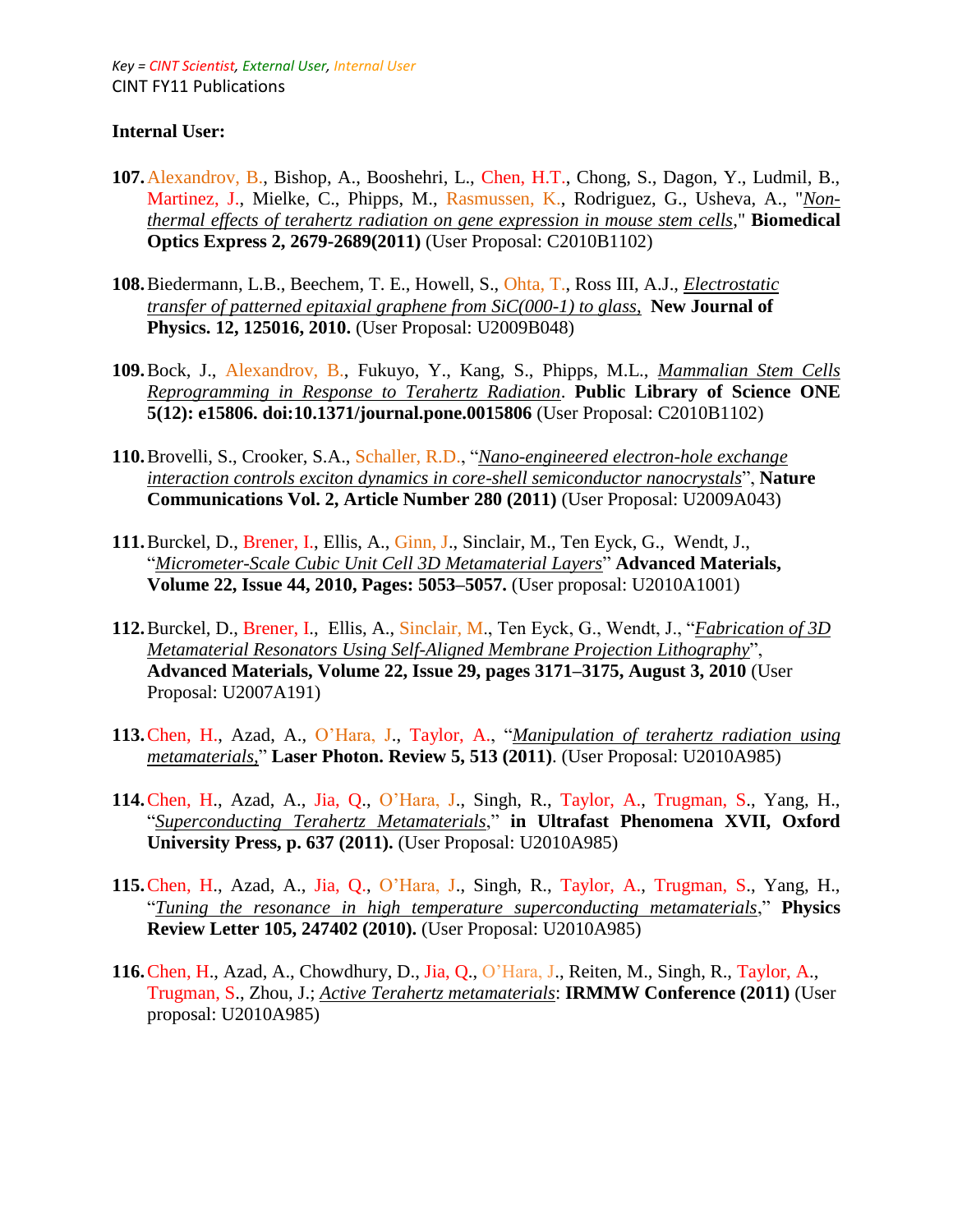Key = CINT Scientist, External User, Internal User

CINT FY11 Publications

**Internal User:**

107. Alexandrov, B., Bishop, A., Booshehri, L., Chen, H.T., Chong, S., Dagon, Y., Ludmil, B., Martinez, J., Mielke, C., Phipps, M., Rasmussen, K., Rodriguez, G., Usheva, A., "*Non-thermal effects of terahertz radiation on gene expression in mouse stem cells*," **Biomedical Optics Express 2, 2679-2689(2011)** (User Proposal: C2010B1102)

108. Biedermann, L.B., Beechem, T. E., Howell, S., Ohta, T., Ross III, A.J., *Electrostatic transfer of patterned epitaxial graphene from SiC(000-1) to glass,* **New Journal of Physics. 12, 125016, 2010.** (User Proposal: U2009B048)

109. Bock, J., Alexandrov, B., Fukuyo, Y., Kang, S., Phipps, M.L., *Mammalian Stem Cells Reprogramming in Response to Terahertz Radiation*. **Public Library of Science ONE 5(12): e15806. doi:10.1371/journal.pone.0015806** (User Proposal: C2010B1102)

110. Brovelli, S., Crooker, S.A., Schaller, R.D., "*Nano-engineered electron-hole exchange interaction controls exciton dynamics in core-shell semiconductor nanocrystals*", **Nature Communications Vol. 2, Article Number 280 (2011)** (User Proposal: U2009A043)

111. Burckel, D., Brener, I., Ellis, A., Ginn, J., Sinclair, M., Ten Eyck, G., Wendt, J., "*Micrometer-Scale Cubic Unit Cell 3D Metamaterial Layers*" **Advanced Materials, Volume 22, Issue 44, 2010, Pages: 5053–5057.** (User proposal: U2010A1001)

112. Burckel, D., Brener, I., Ellis, A., Sinclair, M., Ten Eyck, G., Wendt, J., "*Fabrication of 3D Metamaterial Resonators Using Self-Aligned Membrane Projection Lithography*", **Advanced Materials, Volume 22, Issue 29, pages 3171–3175, August 3, 2010** (User Proposal: U2007A191)

113. Chen, H., Azad, A., O'Hara, J., Taylor, A., "*Manipulation of terahertz radiation using metamaterials,*" **Laser Photon. Review 5, 513 (2011)**. (User Proposal: U2010A985)

114. Chen, H., Azad, A., Jia, Q., O'Hara, J., Singh, R., Taylor, A., Trugman, S., Yang, H., "*Superconducting Terahertz Metamaterials*," **in Ultrafast Phenomena XVII, Oxford University Press, p. 637 (2011).** (User Proposal: U2010A985)

115. Chen, H., Azad, A., Jia, Q., O'Hara, J., Singh, R., Taylor, A., Trugman, S., Yang, H., "*Tuning the resonance in high temperature superconducting metamaterials*," **Physics Review Letter 105, 247402 (2010).** (User Proposal: U2010A985)

116. Chen, H., Azad, A., Chowdhury, D., Jia, Q., O'Hara, J., Reiten, M., Singh, R., Taylor, A., Trugman, S., Zhou, J.; *Active Terahertz metamaterials*: **IRMMW Conference (2011)** (User proposal: U2010A985)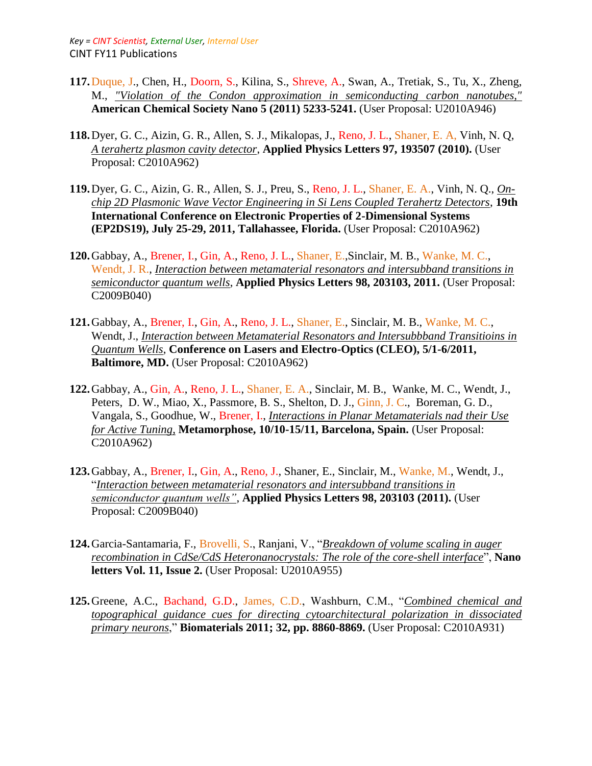Key = CINT Scientist, External User, Internal User

CINT FY11 Publications

117. Duque, J., Chen, H., Doorn, S., Kilina, S., Shreve, A., Swan, A., Tretiak, S., Tu, X., Zheng, M., *"Violation of the Condon approximation in semiconducting carbon nanotubes,"* **American Chemical Society Nano 5 (2011) 5233-5241.** (User Proposal: U2010A946)

118. Dyer, G. C., Aizin, G. R., Allen, S. J., Mikalopas, J., Reno, J. L., Shaner, E. A, Vinh, N. Q, *A terahertz plasmon cavity detector*, **Applied Physics Letters 97, 193507 (2010).** (User Proposal: C2010A962)

119. Dyer, G. C., Aizin, G. R., Allen, S. J., Preu, S., Reno, J. L., Shaner, E. A., Vinh, N. Q., *On-chip 2D Plasmonic Wave Vector Engineering in Si Lens Coupled Terahertz Detectors*, **19th International Conference on Electronic Properties of 2-Dimensional Systems (EP2DS19), July 25-29, 2011, Tallahassee, Florida.** (User Proposal: C2010A962)

120. Gabbay, A., Brener, I., Gin, A., Reno, J. L., Shaner, E.,Sinclair, M. B., Wanke, M. C., Wendt, J. R., *Interaction between metamaterial resonators and intersubband transitions in semiconductor quantum wells*, **Applied Physics Letters 98, 203103, 2011.** (User Proposal: C2009B040)

121. Gabbay, A., Brener, I., Gin, A., Reno, J. L., Shaner, E., Sinclair, M. B., Wanke, M. C., Wendt, J., *Interaction between Metamaterial Resonators and Intersubbband Transitioins in Quantum Wells*, **Conference on Lasers and Electro-Optics (CLEO), 5/1-6/2011, Baltimore, MD.** (User Proposal: C2010A962)

122. Gabbay, A., Gin, A., Reno, J. L., Shaner, E. A., Sinclair, M. B., Wanke, M. C., Wendt, J., Peters, D. W., Miao, X., Passmore, B. S., Shelton, D. J., Ginn, J. C., Boreman, G. D., Vangala, S., Goodhue, W., Brener, I., *Interactions in Planar Metamaterials nad their Use for Active Tuning*, **Metamorphose, 10/10-15/11, Barcelona, Spain.** (User Proposal: C2010A962)

123. Gabbay, A., Brener, I., Gin, A., Reno, J., Shaner, E., Sinclair, M., Wanke, M., Wendt, J., "*Interaction between metamaterial resonators and intersubband transitions in semiconductor quantum wells"*, **Applied Physics Letters 98, 203103 (2011).** (User Proposal: C2009B040)

124. Garcia-Santamaria, F., Brovelli, S., Ranjani, V., "*Breakdown of volume scaling in auger recombination in CdSe/CdS Heteronanocrystals: The role of the core-shell interface*", **Nano letters Vol. 11, Issue 2.** (User Proposal: U2010A955)

125. Greene, A.C., Bachand, G.D., James, C.D., Washburn, C.M., "*Combined chemical and topographical guidance cues for directing cytoarchitectural polarization in dissociated primary neurons*," **Biomaterials 2011; 32, pp. 8860-8869.** (User Proposal: C2010A931)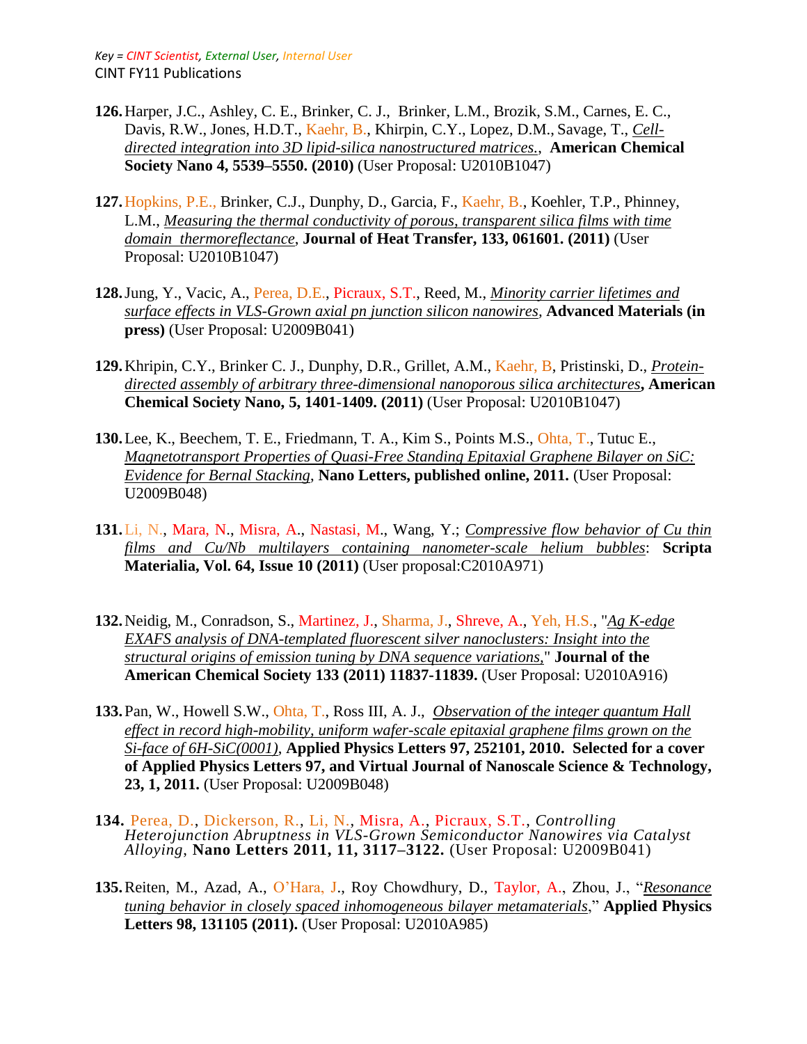*Key = CINT Scientist, External User, Internal User*

CINT FY11 Publications

**126.** Harper, J.C., Ashley, C. E., Brinker, C. J., Brinker, L.M., Brozik, S.M., Carnes, E. C., Davis, R.W., Jones, H.D.T., Kaehr, B., Khirpin, C.Y., Lopez, D.M., Savage, T., *Cell-directed integration into 3D lipid-silica nanostructured matrices.*, **American Chemical Society Nano 4, 5539–5550. (2010)** (User Proposal: U2010B1047)

**127.** Hopkins, P.E., Brinker, C.J., Dunphy, D., Garcia, F., Kaehr, B., Koehler, T.P., Phinney, L.M., *Measuring the thermal conductivity of porous, transparent silica films with time domain thermoreflectance*, **Journal of Heat Transfer, 133, 061601. (2011)** (User Proposal: U2010B1047)

**128.** Jung, Y., Vacic, A., Perea, D.E., Picraux, S.T., Reed, M., *Minority carrier lifetimes and surface effects in VLS-Grown axial pn junction silicon nanowires*, **Advanced Materials (in press)** (User Proposal: U2009B041)

**129.** Khripin, C.Y., Brinker C. J., Dunphy, D.R., Grillet, A.M., Kaehr, B, Pristinski, D., *Protein-directed assembly of arbitrary three-dimensional nanoporous silica architectures*, **American Chemical Society Nano, 5, 1401-1409. (2011)** (User Proposal: U2010B1047)

**130.** Lee, K., Beechem, T. E., Friedmann, T. A., Kim S., Points M.S., Ohta, T., Tutuc E., *Magnetotransport Properties of Quasi-Free Standing Epitaxial Graphene Bilayer on SiC: Evidence for Bernal Stacking*, **Nano Letters, published online, 2011.** (User Proposal: U2009B048)

**131.** Li, N., Mara, N., Misra, A., Nastasi, M., Wang, Y.; *Compressive flow behavior of Cu thin films and Cu/Nb multilayers containing nanometer-scale helium bubbles*: **Scripta Materialia, Vol. 64, Issue 10 (2011)** (User proposal:C2010A971)

**132.** Neidig, M., Conradson, S., Martinez, J., Sharma, J., Shreve, A., Yeh, H.S., "*Ag K-edge EXAFS analysis of DNA-templated fluorescent silver nanoclusters: Insight into the structural origins of emission tuning by DNA sequence variations,*" **Journal of the American Chemical Society 133 (2011) 11837-11839.** (User Proposal: U2010A916)

**133.** Pan, W., Howell S.W., Ohta, T., Ross III, A. J., *Observation of the integer quantum Hall effect in record high-mobility, uniform wafer-scale epitaxial graphene films grown on the Si-face of 6H-SiC(0001)*, **Applied Physics Letters 97, 252101, 2010. Selected for a cover of Applied Physics Letters 97, and Virtual Journal of Nanoscale Science & Technology, 23, 1, 2011.** (User Proposal: U2009B048)

**134.** Perea, D., Dickerson, R., Li, N., Misra, A., Picraux, S.T., *Controlling Heterojunction Abruptness in VLS-Grown Semiconductor Nanowires via Catalyst Alloying*, **Nano Letters 2011, 11, 3117–3122.** (User Proposal: U2009B041)

**135.** Reiten, M., Azad, A., O'Hara, J., Roy Chowdhury, D., Taylor, A., Zhou, J., "*Resonance tuning behavior in closely spaced inhomogeneous bilayer metamaterials*," **Applied Physics Letters 98, 131105 (2011).** (User Proposal: U2010A985)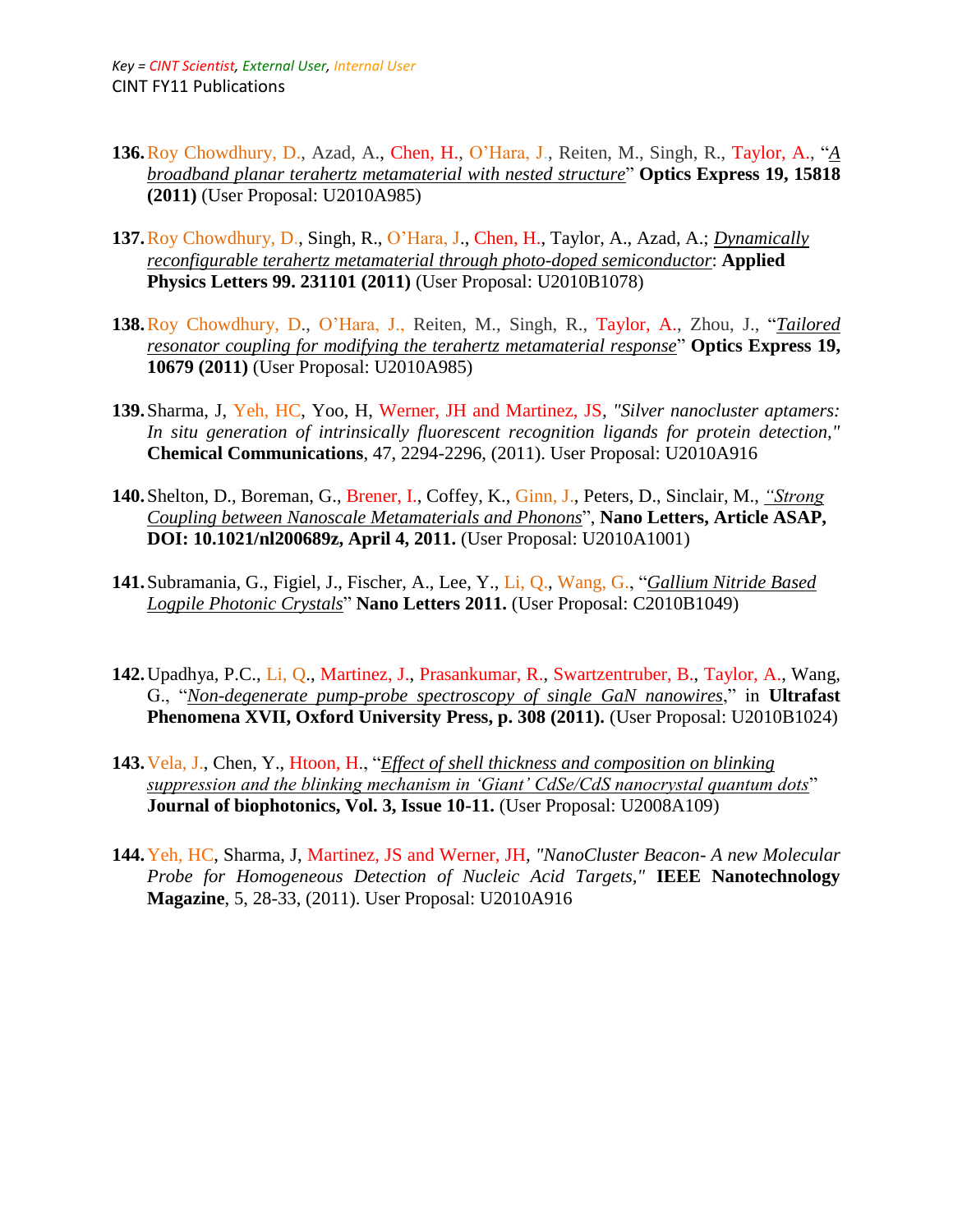*Key = CINT Scientist, External User, Internal User*

CINT FY11 Publications

136. Roy Chowdhury, D., Azad, A., Chen, H., O'Hara, J., Reiten, M., Singh, R., Taylor, A., "*A broadband planar terahertz metamaterial with nested structure*" **Optics Express 19, 15818 (2011)** (User Proposal: U2010A985)

137. Roy Chowdhury, D., Singh, R., O'Hara, J., Chen, H., Taylor, A., Azad, A.; *Dynamically reconfigurable terahertz metamaterial through photo-doped semiconductor*: **Applied Physics Letters 99. 231101 (2011)** (User Proposal: U2010B1078)

138. Roy Chowdhury, D., O'Hara, J., Reiten, M., Singh, R., Taylor, A., Zhou, J., "*Tailored resonator coupling for modifying the terahertz metamaterial response*" **Optics Express 19, 10679 (2011)** (User Proposal: U2010A985)

139. Sharma, J, Yeh, HC, Yoo, H, Werner, JH and Martinez, JS, *"Silver nanocluster aptamers: In situ generation of intrinsically fluorescent recognition ligands for protein detection,"* **Chemical Communications**, 47, 2294-2296, (2011). User Proposal: U2010A916

140. Shelton, D., Boreman, G., Brener, I., Coffey, K., Ginn, J., Peters, D., Sinclair, M., *"Strong Coupling between Nanoscale Metamaterials and Phonons"*, **Nano Letters, Article ASAP, DOI: 10.1021/nl200689z, April 4, 2011.** (User Proposal: U2010A1001)

141. Subramania, G., Figiel, J., Fischer, A., Lee, Y., Li, Q., Wang, G., "*Gallium Nitride Based Logpile Photonic Crystals*" **Nano Letters 2011.** (User Proposal: C2010B1049)

142. Upadhya, P.C., Li, Q., Martinez, J., Prasankumar, R., Swartzentruber, B., Taylor, A., Wang, G., "*Non-degenerate pump-probe spectroscopy of single GaN nanowires*," in **Ultrafast Phenomena XVII, Oxford University Press, p. 308 (2011).** (User Proposal: U2010B1024)

143. Vela, J., Chen, Y., Htoon, H., "*Effect of shell thickness and composition on blinking suppression and the blinking mechanism in 'Giant' CdSe/CdS nanocrystal quantum dots*" **Journal of biophotonics, Vol. 3, Issue 10-11.** (User Proposal: U2008A109)

144. Yeh, HC, Sharma, J, Martinez, JS and Werner, JH, *"NanoCluster Beacon- A new Molecular Probe for Homogeneous Detection of Nucleic Acid Targets,"* **IEEE Nanotechnology Magazine**, 5, 28-33, (2011). User Proposal: U2010A916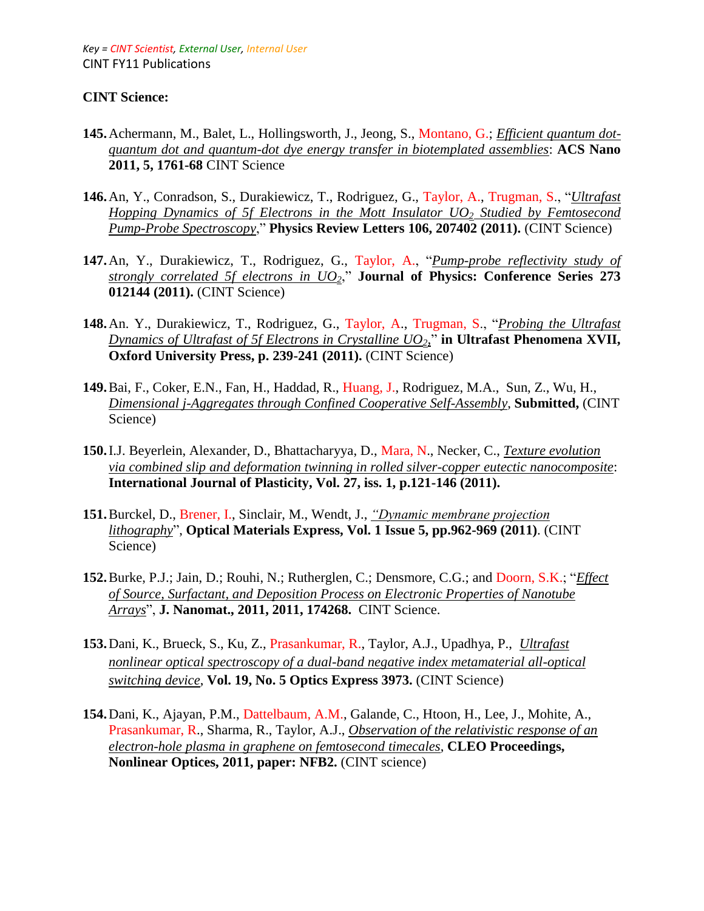*Key = CINT Scientist, External User, Internal User*

CINT FY11 Publications

**CINT Science:**

**145.** Achermann, M., Balet, L., Hollingsworth, J., Jeong, S., Montano, G.; *Efficient quantum dot-quantum dot and quantum-dot dye energy transfer in biotemplated assemblies*: **ACS Nano 2011, 5, 1761-68** CINT Science

**146.** An, Y., Conradson, S., Durakiewicz, T., Rodriguez, G., Taylor, A., Trugman, S., "*Ultrafast Hopping Dynamics of 5f Electrons in the Mott Insulator $UO_2$ Studied by Femtosecond Pump-Probe Spectroscopy*," **Physics Review Letters 106, 207402 (2011).** (CINT Science)

**147.** An, Y., Durakiewicz, T., Rodriguez, G., Taylor, A., "*Pump-probe reflectivity study of strongly correlated 5f electrons in $UO_2$*," **Journal of Physics: Conference Series 273 012144 (2011).** (CINT Science)

**148.** An. Y., Durakiewicz, T., Rodriguez, G., Taylor, A., Trugman, S., "*Probing the Ultrafast Dynamics of Ultrafast of 5f Electrons in Crystalline $UO_2$*," **in Ultrafast Phenomena XVII, Oxford University Press, p. 239-241 (2011).** (CINT Science)

**149.** Bai, F., Coker, E.N., Fan, H., Haddad, R., Huang, J., Rodriguez, M.A., Sun, Z., Wu, H., *Dimensional j-Aggregates through Confined Cooperative Self-Assembly*, **Submitted,** (CINT Science)

**150.** I.J. Beyerlein, Alexander, D., Bhattacharyya, D., Mara, N., Necker, C., *Texture evolution via combined slip and deformation twinning in rolled silver-copper eutectic nanocomposite*: **International Journal of Plasticity, Vol. 27, iss. 1, p.121-146 (2011).**

**151.** Burckel, D., Brener, I., Sinclair, M., Wendt, J., *"Dynamic membrane projection lithography*", **Optical Materials Express, Vol. 1 Issue 5, pp.962-969 (2011)**. (CINT Science)

**152.** Burke, P.J.; Jain, D.; Rouhi, N.; Rutherglen, C.; Densmore, C.G.; and Doorn, S.K.; "*Effect of Source, Surfactant, and Deposition Process on Electronic Properties of Nanotube Arrays*", **J. Nanomat., 2011, 2011, 174268.** CINT Science.

**153.** Dani, K., Brueck, S., Ku, Z., Prasankumar, R., Taylor, A.J., Upadhya, P., *Ultrafast nonlinear optical spectroscopy of a dual-band negative index metamaterial all-optical switching device*, **Vol. 19, No. 5 Optics Express 3973.** (CINT Science)

**154.** Dani, K., Ajayan, P.M., Dattelbaum, A.M., Galande, C., Htoon, H., Lee, J., Mohite, A., Prasankumar, R., Sharma, R., Taylor, A.J., *Observation of the relativistic response of an electron-hole plasma in graphene on femtosecond timecales*, **CLEO Proceedings, Nonlinear Optices, 2011, paper: NFB2.** (CINT science)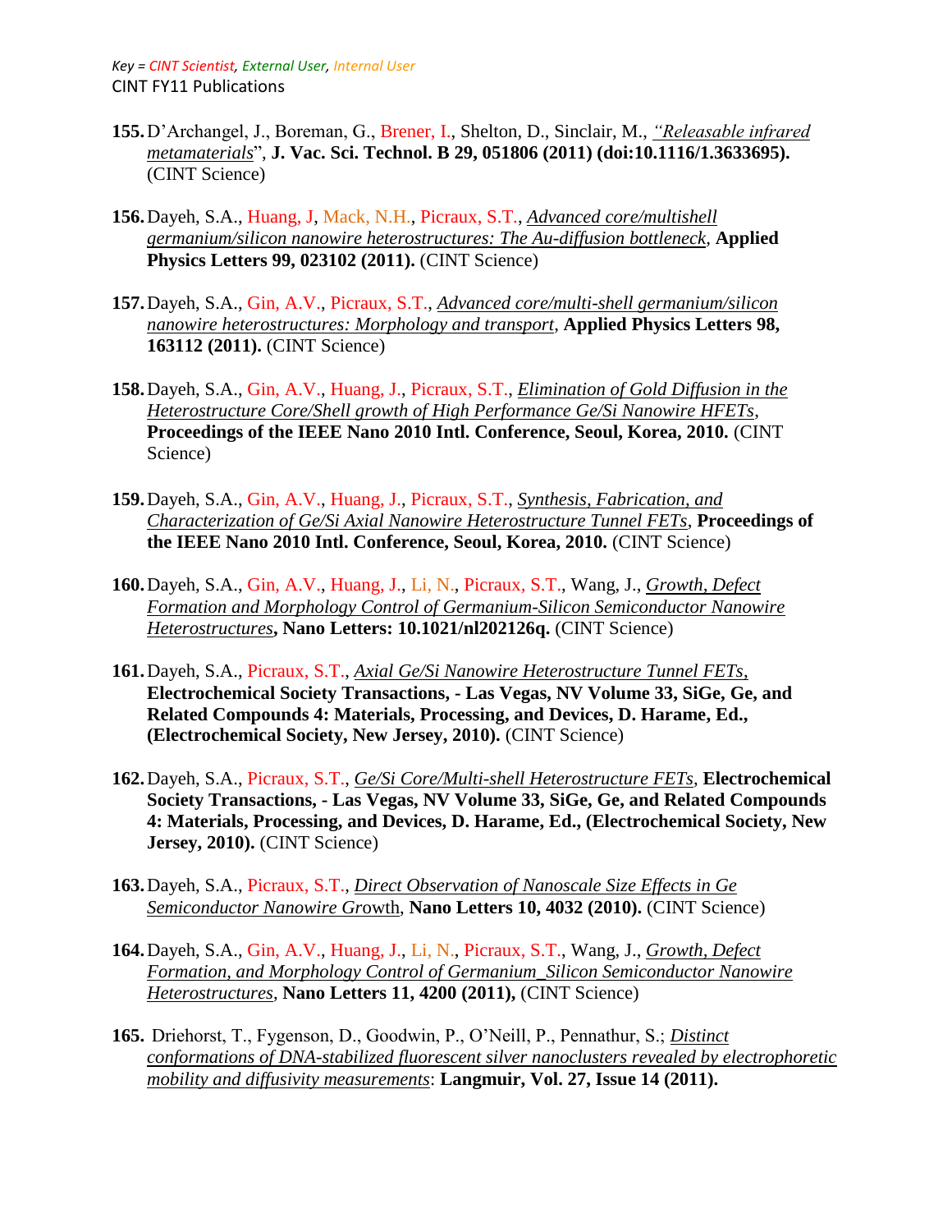Key = CINT Scientist, External User, Internal User

CINT FY11 Publications

155. D'Archangel, J., Boreman, G., Brener, I., Shelton, D., Sinclair, M., *"Releasable infrared metamaterials*", **J. Vac. Sci. Technol. B 29, 051806 (2011) (doi:10.1116/1.3633695).** (CINT Science)

156. Dayeh, S.A., Huang, J, Mack, N.H., Picraux, S.T., *Advanced core/multishell germanium/silicon nanowire heterostructures: The Au-diffusion bottleneck*, **Applied Physics Letters 99, 023102 (2011).** (CINT Science)

157. Dayeh, S.A., Gin, A.V., Picraux, S.T., *Advanced core/multi-shell germanium/silicon nanowire heterostructures: Morphology and transport*, **Applied Physics Letters 98, 163112 (2011).** (CINT Science)

158. Dayeh, S.A., Gin, A.V., Huang, J., Picraux, S.T., *Elimination of Gold Diffusion in the Heterostructure Core/Shell growth of High Performance Ge/Si Nanowire HFETs*, **Proceedings of the IEEE Nano 2010 Intl. Conference, Seoul, Korea, 2010.** (CINT Science)

159. Dayeh, S.A., Gin, A.V., Huang, J., Picraux, S.T., *Synthesis, Fabrication, and Characterization of Ge/Si Axial Nanowire Heterostructure Tunnel FETs*, **Proceedings of the IEEE Nano 2010 Intl. Conference, Seoul, Korea, 2010.** (CINT Science)

160. Dayeh, S.A., Gin, A.V., Huang, J., Li, N., Picraux, S.T., Wang, J., *Growth, Defect Formation and Morphology Control of Germanium-Silicon Semiconductor Nanowire Heterostructures*, **Nano Letters: 10.1021/nl202126q.** (CINT Science)

161. Dayeh, S.A., Picraux, S.T., *Axial Ge/Si Nanowire Heterostructure Tunnel FETs*, **Electrochemical Society Transactions, - Las Vegas, NV Volume 33, SiGe, Ge, and Related Compounds 4: Materials, Processing, and Devices, D. Harame, Ed., (Electrochemical Society, New Jersey, 2010).** (CINT Science)

162. Dayeh, S.A., Picraux, S.T., *Ge/Si Core/Multi-shell Heterostructure FETs*, **Electrochemical Society Transactions, - Las Vegas, NV Volume 33, SiGe, Ge, and Related Compounds 4: Materials, Processing, and Devices, D. Harame, Ed., (Electrochemical Society, New Jersey, 2010).** (CINT Science)

163. Dayeh, S.A., Picraux, S.T., *Direct Observation of Nanoscale Size Effects in Ge Semiconductor Nanowire Growth*, **Nano Letters 10, 4032 (2010).** (CINT Science)

164. Dayeh, S.A., Gin, A.V., Huang, J., Li, N., Picraux, S.T., Wang, J., *Growth, Defect Formation, and Morphology Control of Germanium_Silicon Semiconductor Nanowire Heterostructures*, **Nano Letters 11, 4200 (2011),** (CINT Science)

165. Driehorst, T., Fygenson, D., Goodwin, P., O'Neill, P., Pennathur, S.; *Distinct conformations of DNA-stabilized fluorescent silver nanoclusters revealed by electrophoretic mobility and diffusivity measurements*: **Langmuir, Vol. 27, Issue 14 (2011).**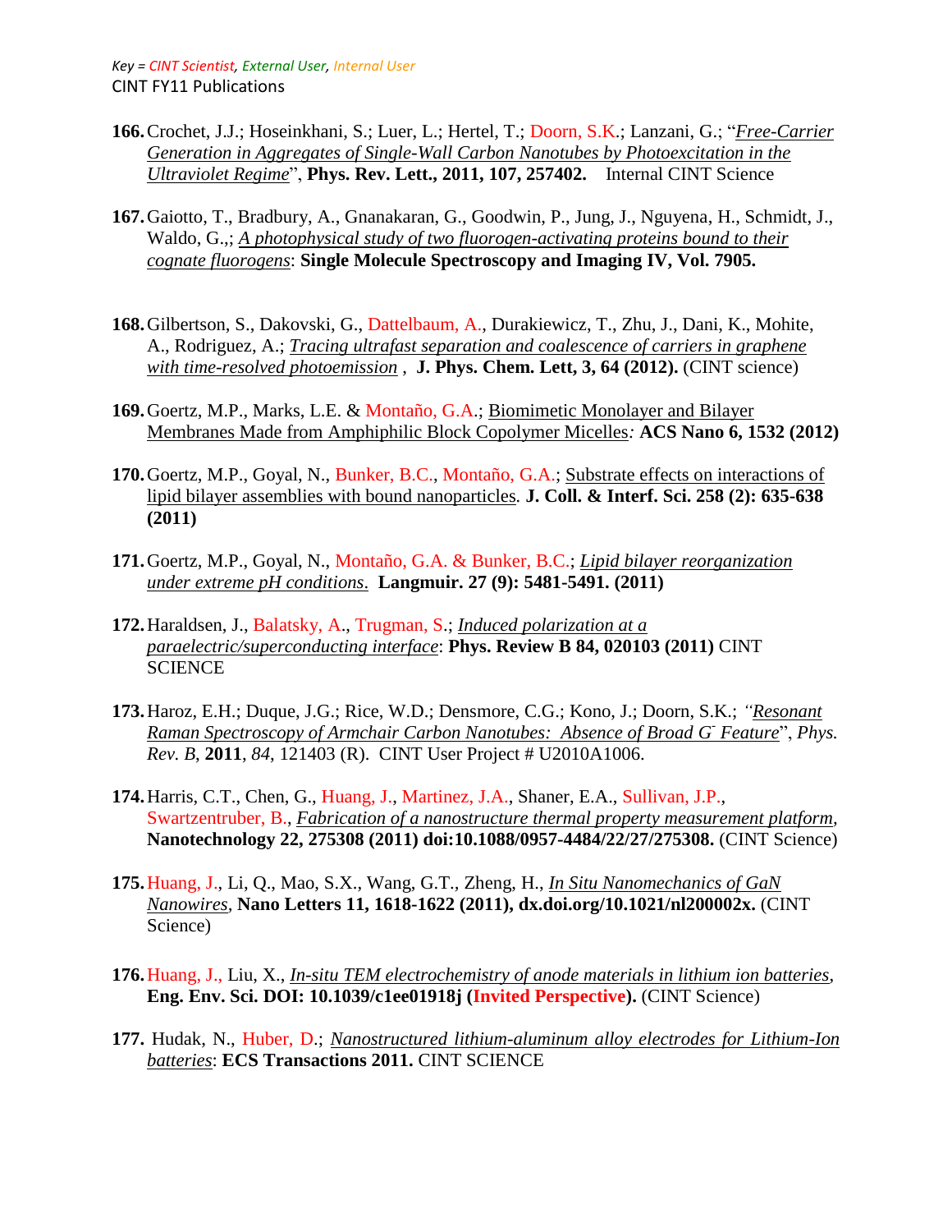*Key = CINT Scientist, External User, Internal User*

CINT FY11 Publications

166. Crochet, J.J.; Hoseinkhani, S.; Luer, L.; Hertel, T.; Doorn, S.K.; Lanzani, G.; "*Free-Carrier Generation in Aggregates of Single-Wall Carbon Nanotubes by Photoexcitation in the Ultraviolet Regime*", **Phys. Rev. Lett., 2011, 107, 257402.** Internal CINT Science

167. Gaiotto, T., Bradbury, A., Gnanakaran, G., Goodwin, P., Jung, J., Nguyena, H., Schmidt, J., Waldo, G.,; *A photophysical study of two fluorogen-activating proteins bound to their cognate fluorogens*: **Single Molecule Spectroscopy and Imaging IV, Vol. 7905.**

168. Gilbertson, S., Dakovski, G., Dattelbaum, A., Durakiewicz, T., Zhu, J., Dani, K., Mohite, A., Rodriguez, A.; *Tracing ultrafast separation and coalescence of carriers in graphene with time-resolved photoemission* , **J. Phys. Chem. Lett, 3, 64 (2012).** (CINT science)

169. Goertz, M.P., Marks, L.E. & Montaño, G.A.; Biomimetic Monolayer and Bilayer Membranes Made from Amphiphilic Block Copolymer Micelles*:* **ACS Nano 6, 1532 (2012)**

170. Goertz, M.P., Goyal, N., Bunker, B.C., Montaño, G.A.; Substrate effects on interactions of lipid bilayer assemblies with bound nanoparticles. **J. Coll. & Interf. Sci. 258 (2): 635-638 (2011)**

171. Goertz, M.P., Goyal, N., Montaño, G.A. & Bunker, B.C.; *Lipid bilayer reorganization under extreme pH conditions*. **Langmuir. 27 (9): 5481-5491. (2011)**

172. Haraldsen, J., Balatsky, A., Trugman, S.; *Induced polarization at a paraelectric/superconducting interface*: **Phys. Review B 84, 020103 (2011)** CINT SCIENCE

173. Haroz, E.H.; Duque, J.G.; Rice, W.D.; Densmore, C.G.; Kono, J.; Doorn, S.K.; *"Resonant Raman Spectroscopy of Armchair Carbon Nanotubes: Absence of Broad G- Feature*", *Phys. Rev. B*, **2011**, *84*, 121403 (R). CINT User Project # U2010A1006.

174. Harris, C.T., Chen, G., Huang, J., Martinez, J.A., Shaner, E.A., Sullivan, J.P., Swartzentruber, B., *Fabrication of a nanostructure thermal property measurement platform*, **Nanotechnology 22, 275308 (2011) doi:10.1088/0957-4484/22/27/275308.** (CINT Science)

175. Huang, J., Li, Q., Mao, S.X., Wang, G.T., Zheng, H., *In Situ Nanomechanics of GaN Nanowires*, **Nano Letters 11, 1618-1622 (2011), dx.doi.org/10.1021/nl200002x.** (CINT Science)

176. Huang, J., Liu, X., *In-situ TEM electrochemistry of anode materials in lithium ion batteries*, **Eng. Env. Sci. DOI: 10.1039/c1ee01918j (Invited Perspective).** (CINT Science)

177. Hudak, N., Huber, D.; *Nanostructured lithium-aluminum alloy electrodes for Lithium-Ion batteries*: **ECS Transactions 2011.** CINT SCIENCE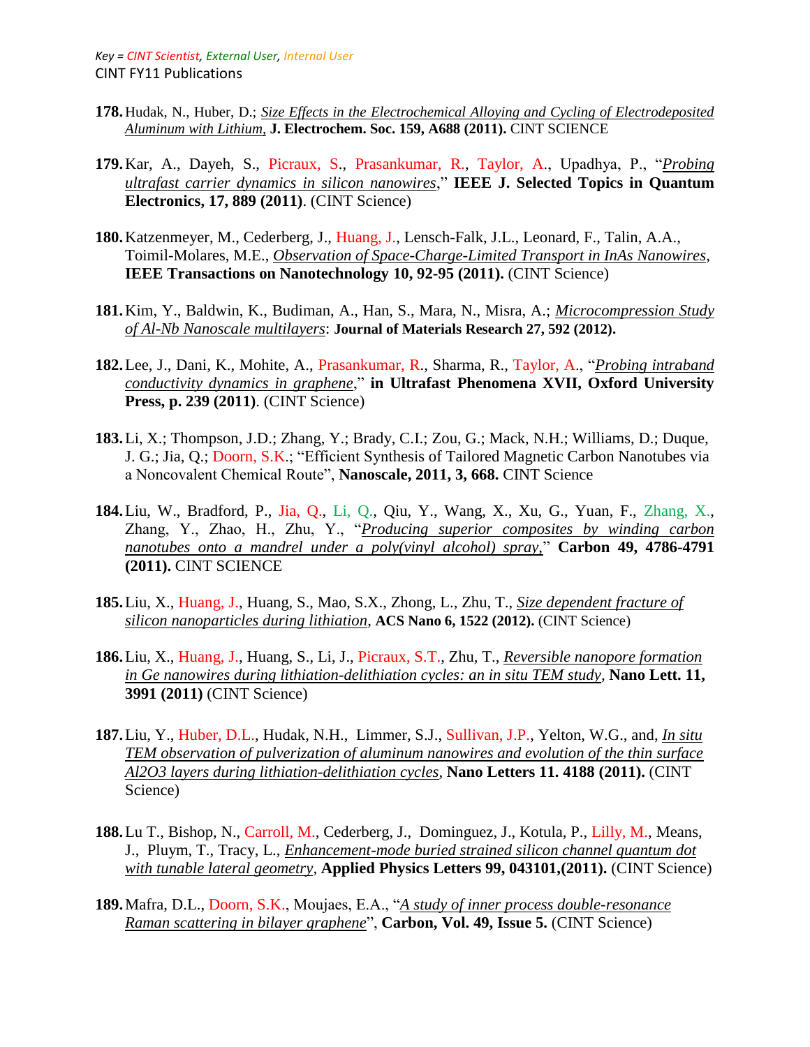*Key = CINT Scientist, External User, Internal User*

CINT FY11 Publications

**178.** Hudak, N., Huber, D.; *Size Effects in the Electrochemical Alloying and Cycling of Electrodeposited Aluminum with Lithium,* **J. Electrochem. Soc. 159, A688 (2011).** CINT SCIENCE

**179.** Kar, A., Dayeh, S., Picraux, S., Prasankumar, R., Taylor, A., Upadhya, P., "*Probing ultrafast carrier dynamics in silicon nanowires*," **IEEE J. Selected Topics in Quantum Electronics, 17, 889 (2011)**. (CINT Science)

**180.** Katzenmeyer, M., Cederberg, J., Huang, J., Lensch-Falk, J.L., Leonard, F., Talin, A.A., Toimil-Molares, M.E., *Observation of Space-Charge-Limited Transport in InAs Nanowires*, **IEEE Transactions on Nanotechnology 10, 92-95 (2011).** (CINT Science)

**181.** Kim, Y., Baldwin, K., Budiman, A., Han, S., Mara, N., Misra, A.; *Microcompression Study of Al-Nb Nanoscale multilayers*: **Journal of Materials Research 27, 592 (2012).**

**182.** Lee, J., Dani, K., Mohite, A., Prasankumar, R., Sharma, R., Taylor, A., "*Probing intraband conductivity dynamics in graphene*," **in Ultrafast Phenomena XVII, Oxford University Press, p. 239 (2011)**. (CINT Science)

**183.** Li, X.; Thompson, J.D.; Zhang, Y.; Brady, C.I.; Zou, G.; Mack, N.H.; Williams, D.; Duque, J. G.; Jia, Q.; Doorn, S.K.; "Efficient Synthesis of Tailored Magnetic Carbon Nanotubes via a Noncovalent Chemical Route", **Nanoscale, 2011, 3, 668.** CINT Science

**184.** Liu, W., Bradford, P., Jia, Q., Li, Q., Qiu, Y., Wang, X., Xu, G., Yuan, F., Zhang, X., Zhang, Y., Zhao, H., Zhu, Y., "*Producing superior composites by winding carbon nanotubes onto a mandrel under a poly(vinyl alcohol) spray,*" **Carbon 49, 4786-4791 (2011).** CINT SCIENCE

**185.** Liu, X., Huang, J., Huang, S., Mao, S.X., Zhong, L., Zhu, T., *Size dependent fracture of silicon nanoparticles during lithiation*, **ACS Nano 6, 1522 (2012).** (CINT Science)

**186.** Liu, X., Huang, J., Huang, S., Li, J., Picraux, S.T., Zhu, T., *Reversible nanopore formation in Ge nanowires during lithiation-delithiation cycles: an in situ TEM study*, **Nano Lett. 11, 3991 (2011)** (CINT Science)

**187.** Liu, Y., Huber, D.L., Hudak, N.H., Limmer, S.J., Sullivan, J.P., Yelton, W.G., and, *In situ TEM observation of pulverization of aluminum nanowires and evolution of the thin surface Al2O3 layers during lithiation-delithiation cycles*, **Nano Letters 11. 4188 (2011).** (CINT Science)

**188.** Lu T., Bishop, N., Carroll, M., Cederberg, J., Dominguez, J., Kotula, P., Lilly, M., Means, J., Pluym, T., Tracy, L., *Enhancement-mode buried strained silicon channel quantum dot with tunable lateral geometry*, **Applied Physics Letters 99, 043101,(2011).** (CINT Science)

**189.** Mafra, D.L., Doorn, S.K., Moujaes, E.A., "*A study of inner process double-resonance Raman scattering in bilayer graphene*", **Carbon, Vol. 49, Issue 5.** (CINT Science)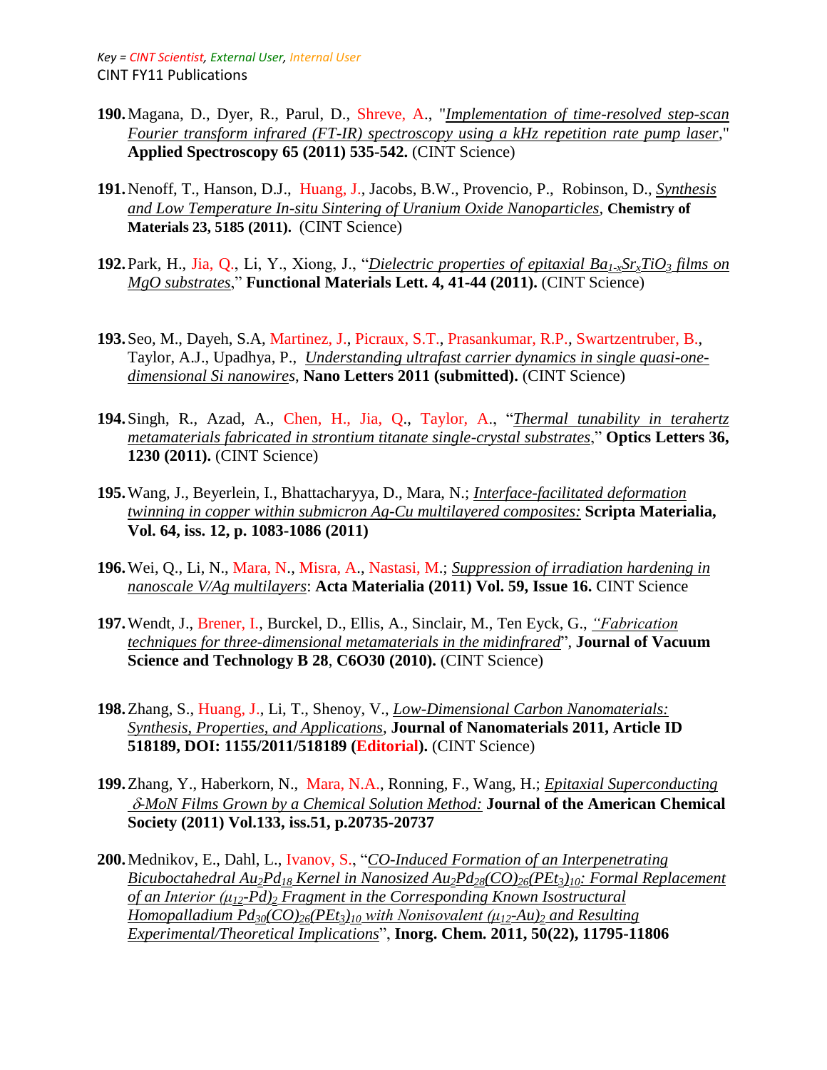*Key = CINT Scientist, External User, Internal User*

CINT FY11 Publications

**190.** Magana, D., Dyer, R., Parul, D., Shreve, A., "*Implementation of time-resolved step-scan Fourier transform infrared (FT-IR) spectroscopy using a kHz repetition rate pump laser*," **Applied Spectroscopy 65 (2011) 535-542.** (CINT Science)

**191.** Nenoff, T., Hanson, D.J., Huang, J., Jacobs, B.W., Provencio, P., Robinson, D., *Synthesis and Low Temperature In-situ Sintering of Uranium Oxide Nanoparticles*, **Chemistry of Materials 23, 5185 (2011).** (CINT Science)

**192.** Park, H., Jia, Q., Li, Y., Xiong, J., "*Dielectric properties of epitaxial $Ba_{1-x}Sr_xTiO_3$ films on MgO substrates*," **Functional Materials Lett. 4, 41-44 (2011).** (CINT Science)

**193.** Seo, M., Dayeh, S.A, Martinez, J., Picraux, S.T., Prasankumar, R.P., Swartzentruber, B., Taylor, A.J., Upadhya, P., *Understanding ultrafast carrier dynamics in single quasi-one-dimensional Si nanowires*, **Nano Letters 2011 (submitted).** (CINT Science)

**194.** Singh, R., Azad, A., Chen, H., Jia, Q., Taylor, A., "*Thermal tunability in terahertz metamaterials fabricated in strontium titanate single-crystal substrates*," **Optics Letters 36, 1230 (2011).** (CINT Science)

**195.** Wang, J., Beyerlein, I., Bhattacharyya, D., Mara, N.; *Interface-facilitated deformation twinning in copper within submicron Ag-Cu multilayered composites:* **Scripta Materialia, Vol. 64, iss. 12, p. 1083-1086 (2011)**

**196.** Wei, Q., Li, N., Mara, N., Misra, A., Nastasi, M.; *Suppression of irradiation hardening in nanoscale V/Ag multilayers*: **Acta Materialia (2011) Vol. 59, Issue 16.** CINT Science

**197.** Wendt, J., Brener, I., Burckel, D., Ellis, A., Sinclair, M., Ten Eyck, G., *"Fabrication techniques for three-dimensional metamaterials in the midinfrared*", **Journal of Vacuum Science and Technology B 28**, **C6O30 (2010).** (CINT Science)

**198.** Zhang, S., Huang, J., Li, T., Shenoy, V., *Low-Dimensional Carbon Nanomaterials: Synthesis, Properties, and Applications*, **Journal of Nanomaterials 2011, Article ID 518189, DOI: 1155/2011/518189 (Editorial).** (CINT Science)

**199.** Zhang, Y., Haberkorn, N., Mara, N.A., Ronning, F., Wang, H.; *Epitaxial Superconducting $\delta$-MoN Films Grown by a Chemical Solution Method:* **Journal of the American Chemical Society (2011) Vol.133, iss.51, p.20735-20737**

**200.** Mednikov, E., Dahl, L., Ivanov, S., "*CO-Induced Formation of an Interpenetrating Bicuboctahedral $Au_2Pd_{18}$ Kernel in Nanosized $Au_2Pd_{28}(CO)_{26}(PEt_3)_{10}$: Formal Replacement of an Interior $(\mu_{12}\text{-}Pd)_2$ Fragment in the Corresponding Known Isostructural Homopalladium $Pd_{30}(CO)_{26}(PEt_3)_{10}$ with Nonisovalent $(\mu_{12}\text{-}Au)_2$ and Resulting Experimental/Theoretical Implications*", **Inorg. Chem. 2011, 50(22), 11795-11806**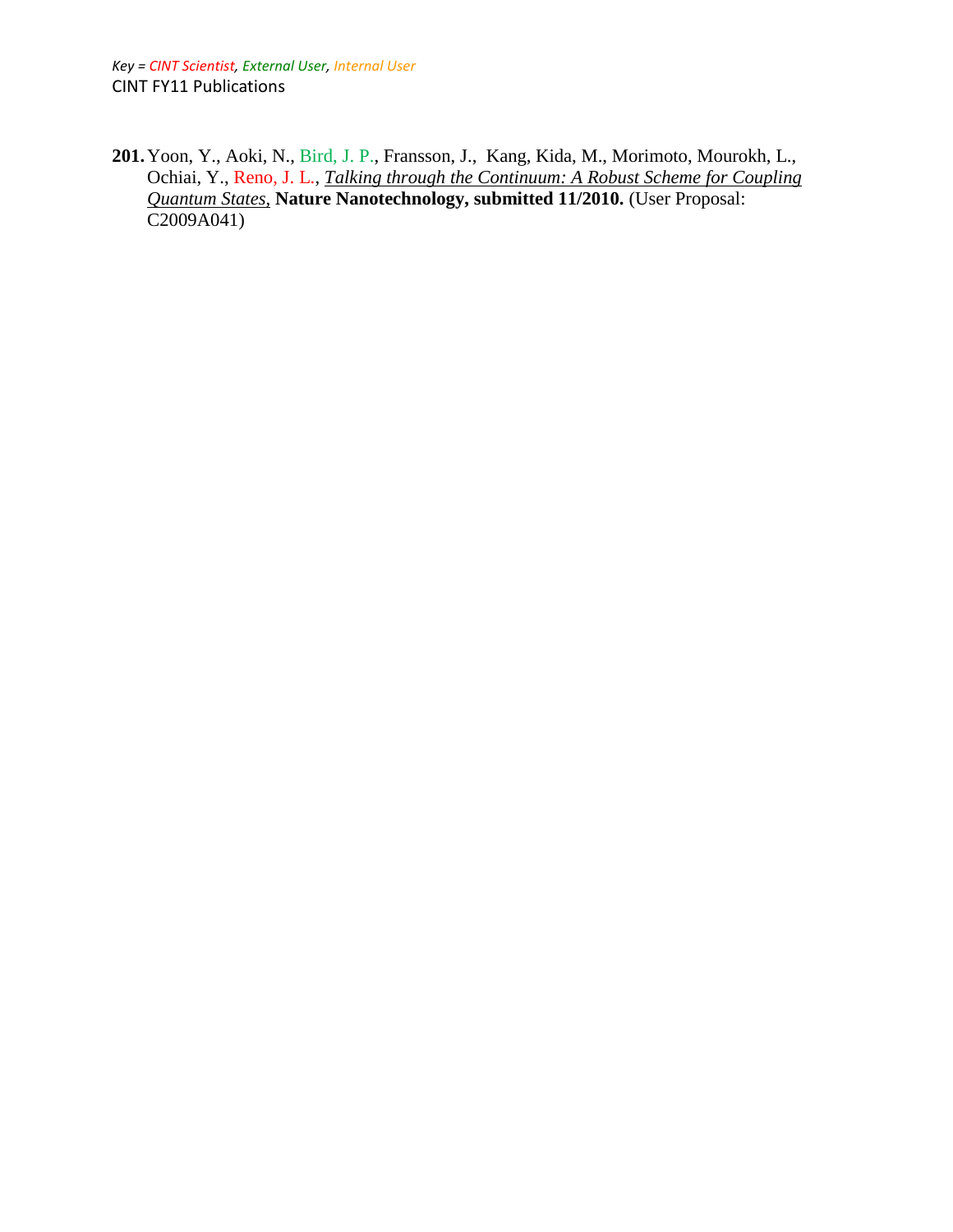*Key = CINT Scientist, External User, Internal User*

CINT FY11 Publications

**201.** Yoon, Y., Aoki, N., Bird, J. P., Fransson, J., Kang, Kida, M., Morimoto, Mourokh, L., Ochiai, Y., Reno, J. L., *Talking through the Continuum: A Robust Scheme for Coupling Quantum States*, **Nature Nanotechnology, submitted 11/2010.** (User Proposal: C2009A041)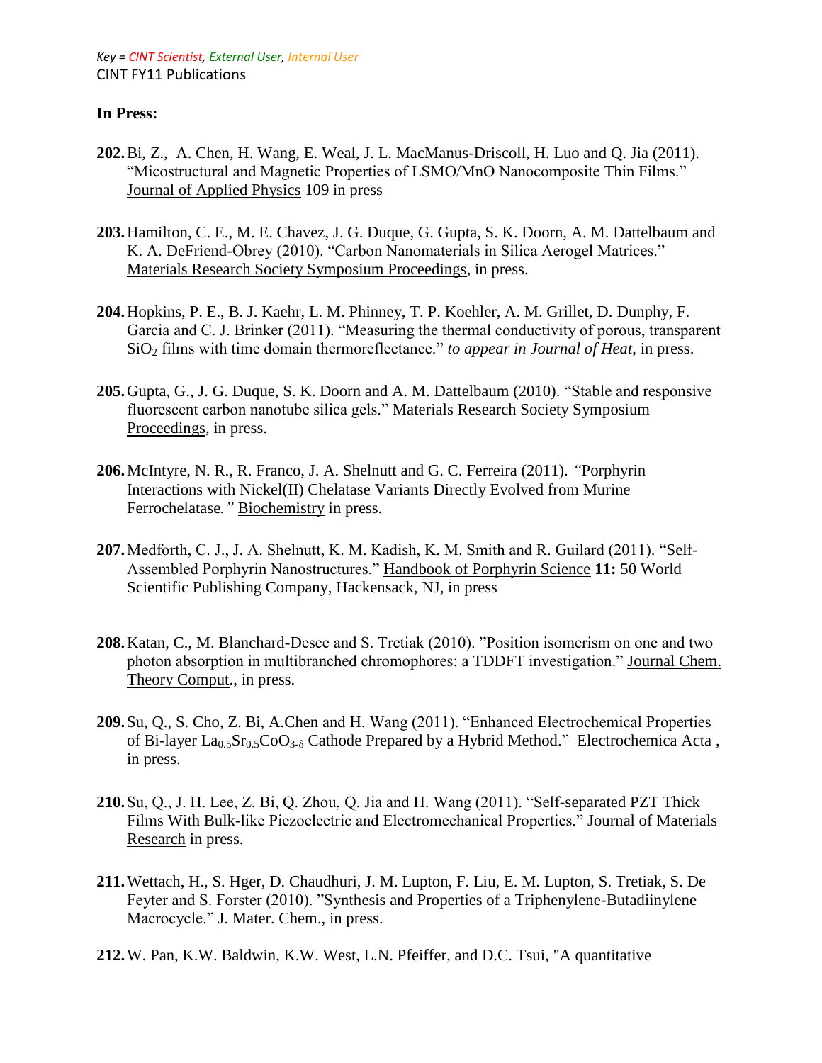*Key = CINT Scientist, External User, Internal User*
CINT FY11 Publications

**In Press:**

**202.** Bi, Z., A. Chen, H. Wang, E. Weal, J. L. MacManus-Driscoll, H. Luo and Q. Jia (2011). "Micostructural and Magnetic Properties of LSMO/MnO Nanocomposite Thin Films." Journal of Applied Physics 109 in press

**203.** Hamilton, C. E., M. E. Chavez, J. G. Duque, G. Gupta, S. K. Doorn, A. M. Dattelbaum and K. A. DeFriend-Obrey (2010). "Carbon Nanomaterials in Silica Aerogel Matrices." Materials Research Society Symposium Proceedings, in press.

**204.** Hopkins, P. E., B. J. Kaehr, L. M. Phinney, T. P. Koehler, A. M. Grillet, D. Dunphy, F. Garcia and C. J. Brinker (2011). "Measuring the thermal conductivity of porous, transparent $SiO_2$ films with time domain thermoreflectance." *to appear in Journal of Heat*, in press.

**205.** Gupta, G., J. G. Duque, S. K. Doorn and A. M. Dattelbaum (2010). "Stable and responsive fluorescent carbon nanotube silica gels." Materials Research Society Symposium Proceedings, in press.

**206.** McIntyre, N. R., R. Franco, J. A. Shelnutt and G. C. Ferreira (2011). *"*Porphyrin Interactions with Nickel(II) Chelatase Variants Directly Evolved from Murine Ferrochelatase*."* Biochemistry in press.

**207.** Medforth, C. J., J. A. Shelnutt, K. M. Kadish, K. M. Smith and R. Guilard (2011). "Self-Assembled Porphyrin Nanostructures." Handbook of Porphyrin Science **11:** 50 World Scientific Publishing Company, Hackensack, NJ, in press

**208.** Katan, C., M. Blanchard-Desce and S. Tretiak (2010). "Position isomerism on one and two photon absorption in multibranched chromophores: a TDDFT investigation." Journal Chem. Theory Comput., in press.

**209.** Su, Q., S. Cho, Z. Bi, A.Chen and H. Wang (2011). "Enhanced Electrochemical Properties of Bi-layer $La_{0.5}Sr_{0.5}CoO_{3-\delta}$ Cathode Prepared by a Hybrid Method." Electrochemica Acta , in press.

**210.** Su, Q., J. H. Lee, Z. Bi, Q. Zhou, Q. Jia and H. Wang (2011). "Self-separated PZT Thick Films With Bulk-like Piezoelectric and Electromechanical Properties." Journal of Materials Research in press.

**211.** Wettach, H., S. Hger, D. Chaudhuri, J. M. Lupton, F. Liu, E. M. Lupton, S. Tretiak, S. De Feyter and S. Forster (2010). "Synthesis and Properties of a Triphenylene-Butadiinylene Macrocycle." J. Mater. Chem., in press.

**212.** W. Pan, K.W. Baldwin, K.W. West, L.N. Pfeiffer, and D.C. Tsui, "A quantitative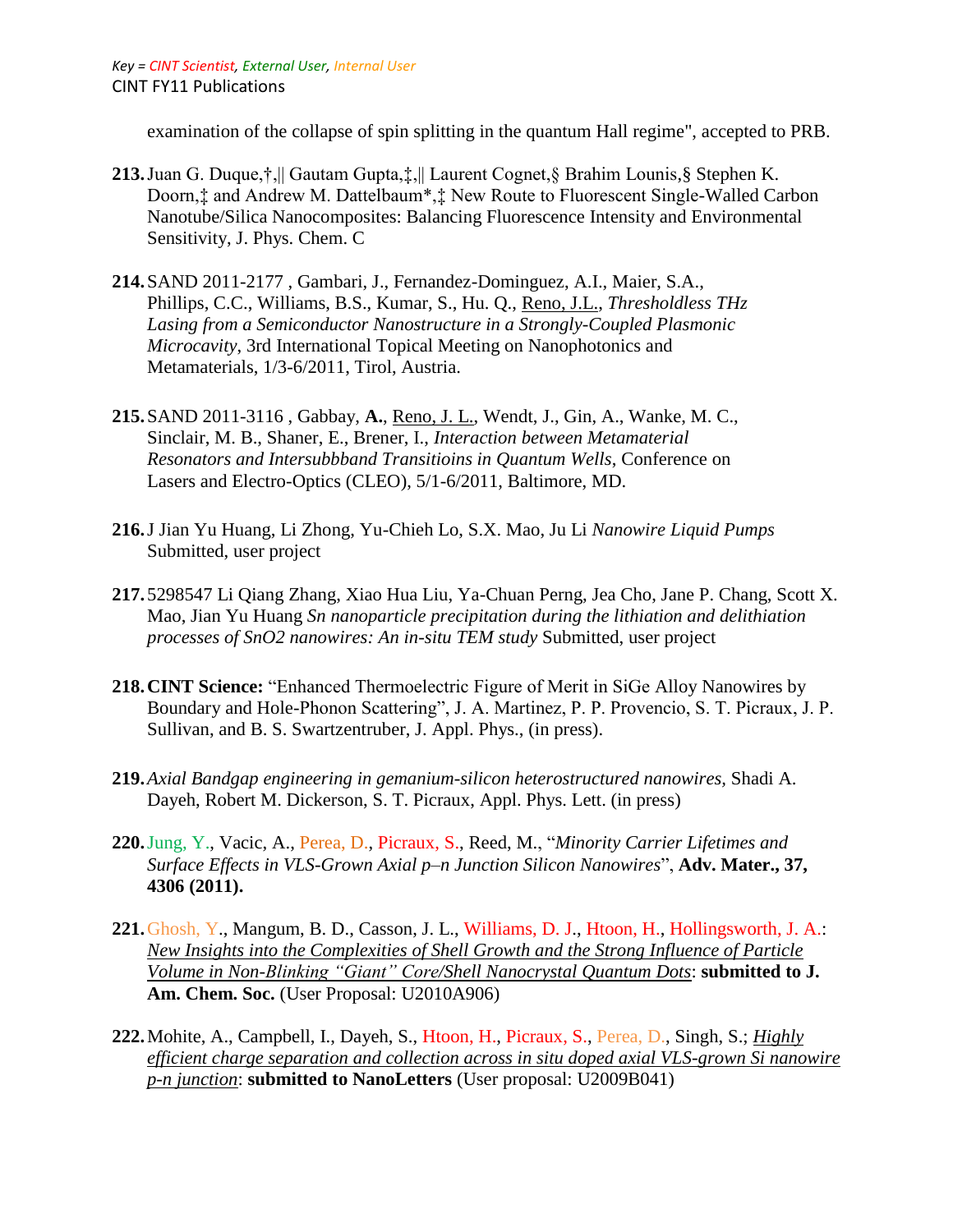examination of the collapse of spin splitting in the quantum Hall regime", accepted to PRB.

213. Juan G. Duque,†,‖ Gautam Gupta,‡,‖ Laurent Cognet,§ Brahim Lounis,§ Stephen K. Doorn,‡ and Andrew M. Dattelbaum*,‡ New Route to Fluorescent Single-Walled Carbon Nanotube/Silica Nanocomposites: Balancing Fluorescence Intensity and Environmental Sensitivity, J. Phys. Chem. C

214. SAND 2011-2177 , Gambari, J., Fernandez-Dominguez, A.I., Maier, S.A., Phillips, C.C., Williams, B.S., Kumar, S., Hu. Q., Reno, J.L., *Thresholdless THz Lasing from a Semiconductor Nanostructure in a Strongly-Coupled Plasmonic Microcavity*, 3rd International Topical Meeting on Nanophotonics and Metamaterials, 1/3-6/2011, Tirol, Austria.

215. SAND 2011-3116 , Gabbay, **A.**, Reno, J. L., Wendt, J., Gin, A., Wanke, M. C., Sinclair, M. B., Shaner, E., Brener, I., *Interaction between Metamaterial Resonators and Intersubbband Transitioins in Quantum Wells*, Conference on Lasers and Electro-Optics (CLEO), 5/1-6/2011, Baltimore, MD.

216. J Jian Yu Huang, Li Zhong, Yu-Chieh Lo, S.X. Mao, Ju Li *Nanowire Liquid Pumps* Submitted, user project

217. 5298547 Li Qiang Zhang, Xiao Hua Liu, Ya-Chuan Perng, Jea Cho, Jane P. Chang, Scott X. Mao, Jian Yu Huang *Sn nanoparticle precipitation during the lithiation and delithiation processes of SnO2 nanowires: An in-situ TEM study* Submitted, user project

218. **CINT Science:** "Enhanced Thermoelectric Figure of Merit in SiGe Alloy Nanowires by Boundary and Hole-Phonon Scattering", J. A. Martinez, P. P. Provencio, S. T. Picraux, J. P. Sullivan, and B. S. Swartzentruber, J. Appl. Phys., (in press).

219. *Axial Bandgap engineering in gemanium-silicon heterostructured nanowires,* Shadi A. Dayeh, Robert M. Dickerson, S. T. Picraux, Appl. Phys. Lett. (in press)

220. Jung, Y., Vacic, A., Perea, D., Picraux, S., Reed, M., "*Minority Carrier Lifetimes and Surface Effects in VLS-Grown Axial p–n Junction Silicon Nanowires*", **Adv. Mater., 37, 4306 (2011).**

221. Ghosh, Y., Mangum, B. D., Casson, J. L., Williams, D. J., Htoon, H., Hollingsworth, J. A.: *New Insights into the Complexities of Shell Growth and the Strong Influence of Particle Volume in Non-Blinking "Giant" Core/Shell Nanocrystal Quantum Dots*: **submitted to J. Am. Chem. Soc.** (User Proposal: U2010A906)

222. Mohite, A., Campbell, I., Dayeh, S., Htoon, H., Picraux, S., Perea, D., Singh, S.; *Highly efficient charge separation and collection across in situ doped axial VLS-grown Si nanowire p-n junction*: **submitted to NanoLetters** (User proposal: U2009B041)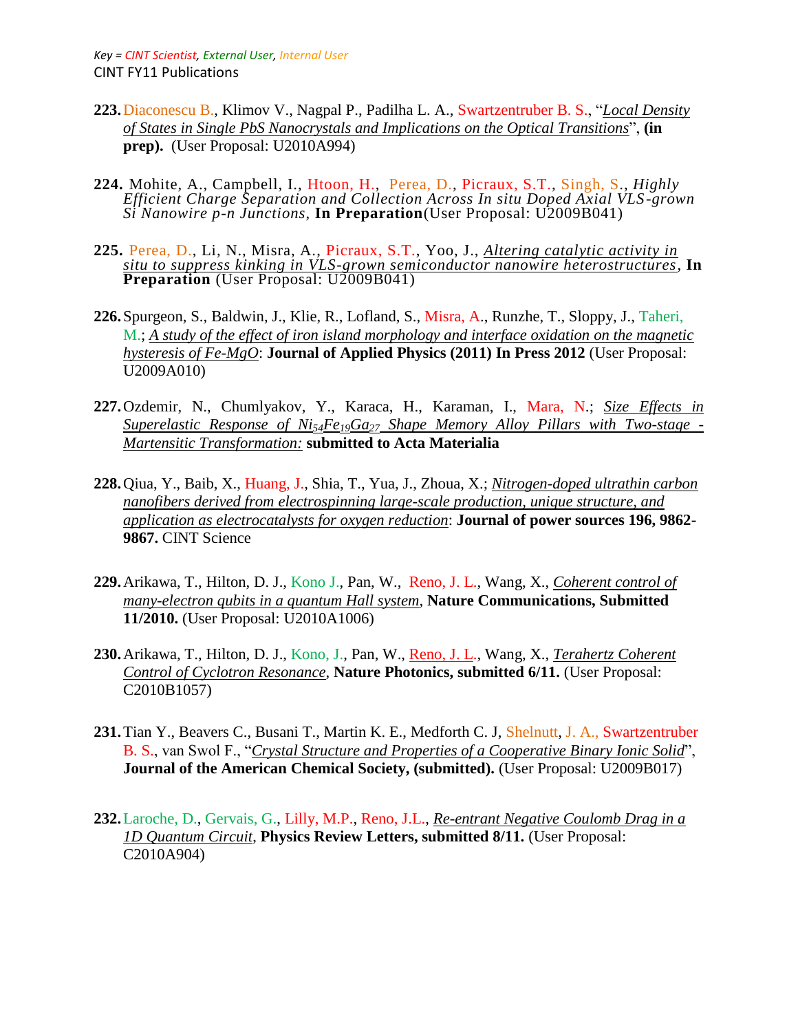Key = CINT Scientist, External User, Internal User

CINT FY11 Publications

**223.** Diaconescu B., Klimov V., Nagpal P., Padilha L. A., Swartzentruber B. S., "*Local Density of States in Single PbS Nanocrystals and Implications on the Optical Transitions*", **(in prep).** (User Proposal: U2010A994)

**224.** Mohite, A., Campbell, I., Htoon, H., Perea, D., Picraux, S.T., Singh, S., *Highly Efficient Charge Separation and Collection Across In situ Doped Axial VLS-grown Si Nanowire p-n Junctions*, **In Preparation**(User Proposal: U2009B041)

**225.** Perea, D., Li, N., Misra, A., Picraux, S.T., Yoo, J., *Altering catalytic activity in situ to suppress kinking in VLS-grown semiconductor nanowire heterostructures*, **In Preparation** (User Proposal: U2009B041)

**226.** Spurgeon, S., Baldwin, J., Klie, R., Lofland, S., Misra, A., Runzhe, T., Sloppy, J., Taheri, M.; *A study of the effect of iron island morphology and interface oxidation on the magnetic hysteresis of Fe-MgO*: **Journal of Applied Physics (2011) In Press 2012** (User Proposal: U2009A010)

**227.** Ozdemir, N., Chumlyakov, Y., Karaca, H., Karaman, I., Mara, N.; *Size Effects in Superelastic Response of $Ni_{54}Fe_{19}Ga_{27}$ Shape Memory Alloy Pillars with Two-stage - Martensitic Transformation:* **submitted to Acta Materialia**

**228.** Qiua, Y., Baib, X., Huang, J., Shia, T., Yua, J., Zhoua, X.; *Nitrogen-doped ultrathin carbon nanofibers derived from electrospinning large-scale production, unique structure, and application as electrocatalysts for oxygen reduction*: **Journal of power sources 196, 9862-9867.** CINT Science

**229.** Arikawa, T., Hilton, D. J., Kono J., Pan, W., Reno, J. L., Wang, X., *Coherent control of many-electron qubits in a quantum Hall system*, **Nature Communications, Submitted 11/2010.** (User Proposal: U2010A1006)

**230.** Arikawa, T., Hilton, D. J., Kono, J., Pan, W., Reno, J. L., Wang, X., *Terahertz Coherent Control of Cyclotron Resonance*, **Nature Photonics, submitted 6/11.** (User Proposal: C2010B1057)

**231.** Tian Y., Beavers C., Busani T., Martin K. E., Medforth C. J, Shelnutt, J. A., Swartzentruber B. S., van Swol F., "*Crystal Structure and Properties of a Cooperative Binary Ionic Solid*", **Journal of the American Chemical Society, (submitted).** (User Proposal: U2009B017)

**232.** Laroche, D., Gervais, G., Lilly, M.P., Reno, J.L., *Re-entrant Negative Coulomb Drag in a 1D Quantum Circuit*, **Physics Review Letters, submitted 8/11.** (User Proposal: C2010A904)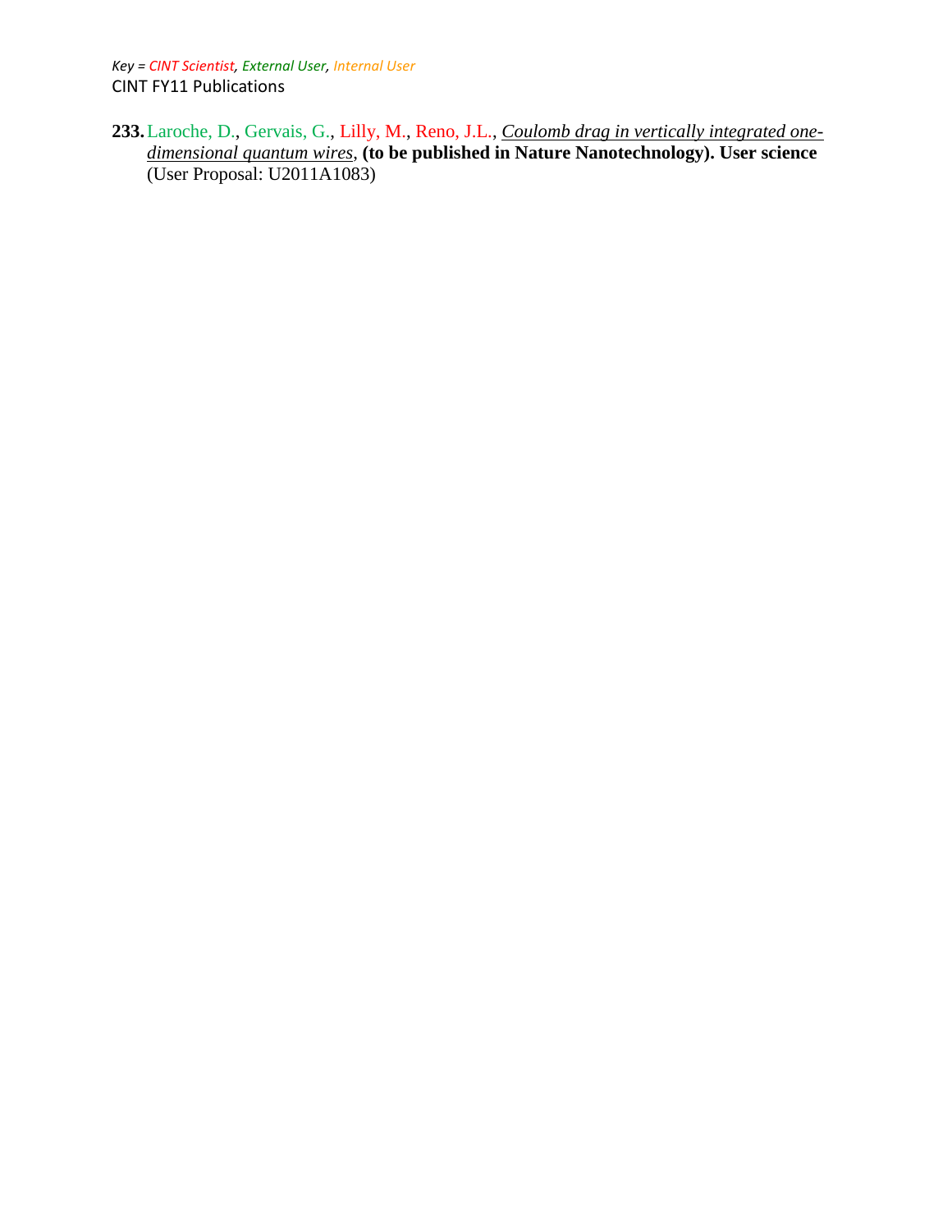*Key = CINT Scientist, External User, Internal User*

CINT FY11 Publications

233. Laroche, D., Gervais, G., Lilly, M., Reno, J.L., *Coulomb drag in vertically integrated one-dimensional quantum wires*, **(to be published in Nature Nanotechnology). User science** (User Proposal: U2011A1083)